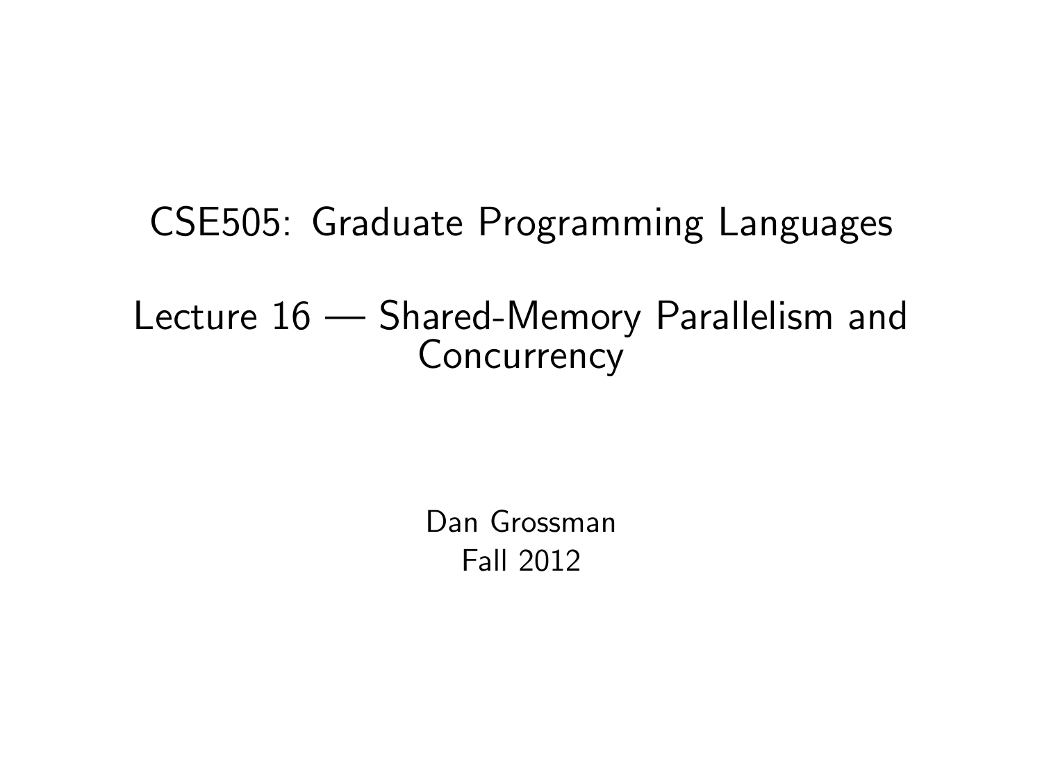# CSE505: Graduate Programming Languages

## Lecture 16 — Shared-Memory Parallelism and Concurrency

Dan Grossman
Fall 2012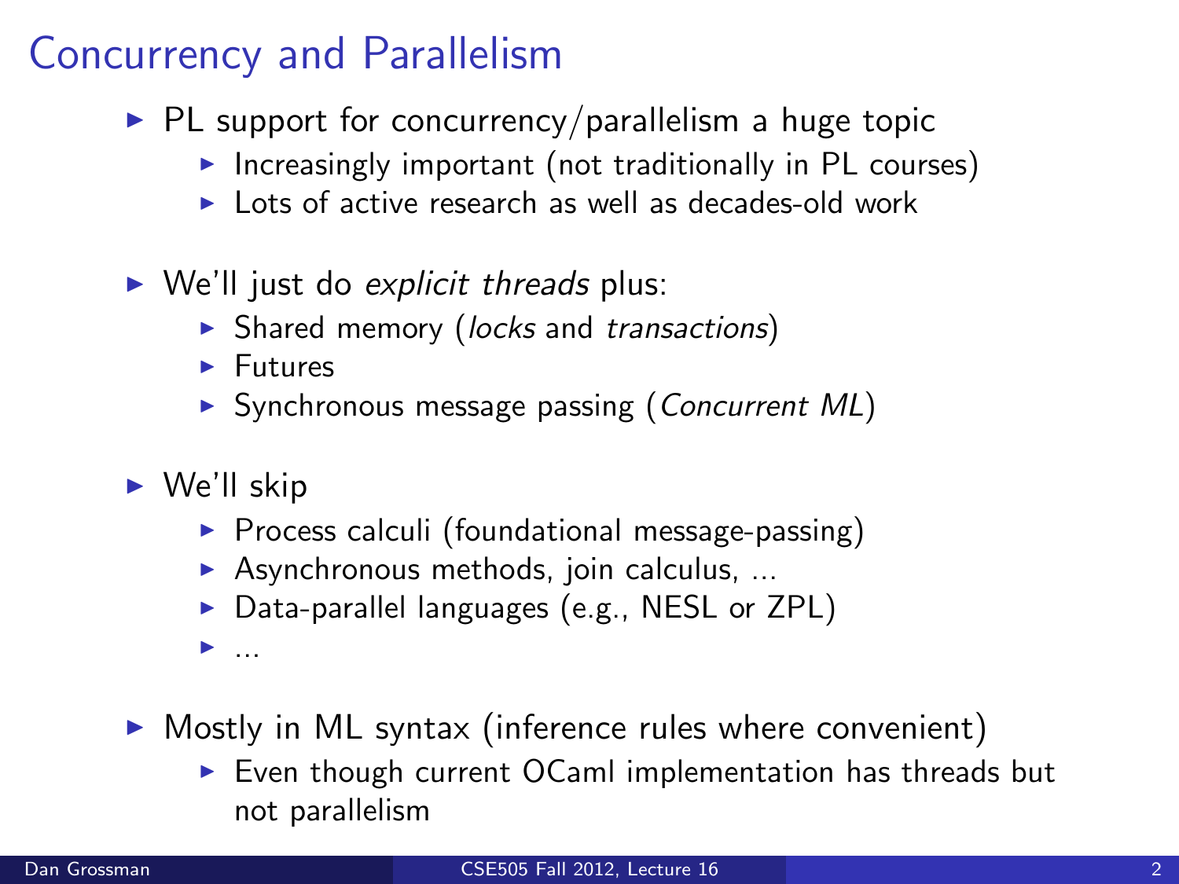# Concurrency and Parallelism

- PL support for concurrency/parallelism a huge topic
  - Increasingly important (not traditionally in PL courses)
  - Lots of active research as well as decades-old work
- We'll just do *explicit threads* plus:
  - Shared memory (*locks* and *transactions*)
  - Futures
  - Synchronous message passing (*Concurrent ML*)
- We'll skip
  - Process calculi (foundational message-passing)
  - Asynchronous methods, join calculus, ...
  - Data-parallel languages (e.g., NESL or ZPL)
  - ...
- Mostly in ML syntax (inference rules where convenient)
  - Even though current OCaml implementation has threads but not parallelism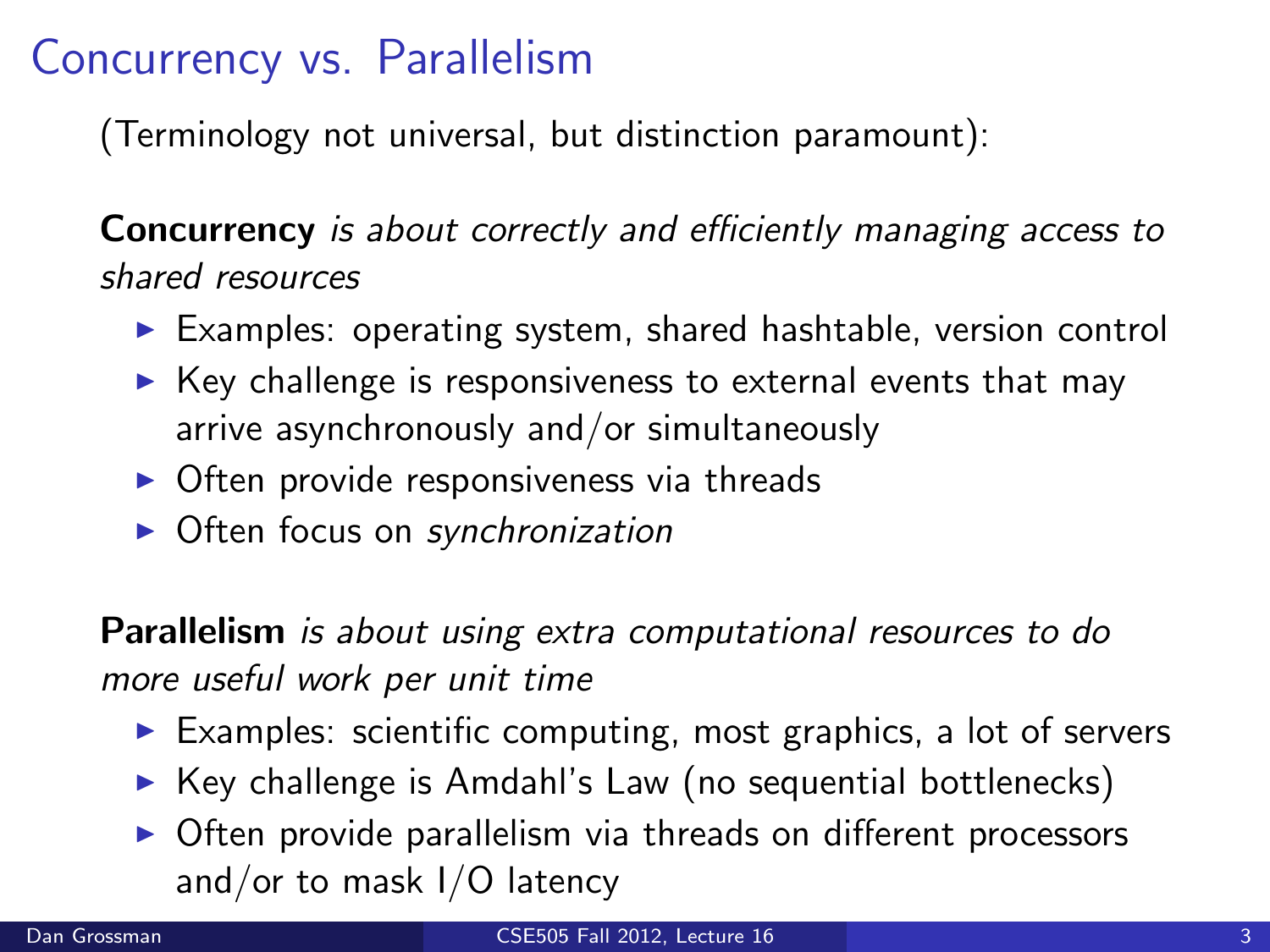# Concurrency vs. Parallelism

(Terminology not universal, but distinction paramount):

**Concurrency** *is about correctly and efficiently managing access to shared resources*

- Examples: operating system, shared hashtable, version control
- Key challenge is responsiveness to external events that may arrive asynchronously and/or simultaneously
- Often provide responsiveness via threads
- Often focus on *synchronization*

**Parallelism** *is about using extra computational resources to do more useful work per unit time*

- Examples: scientific computing, most graphics, a lot of servers
- Key challenge is Amdahl's Law (no sequential bottlenecks)
- Often provide parallelism via threads on different processors and/or to mask I/O latency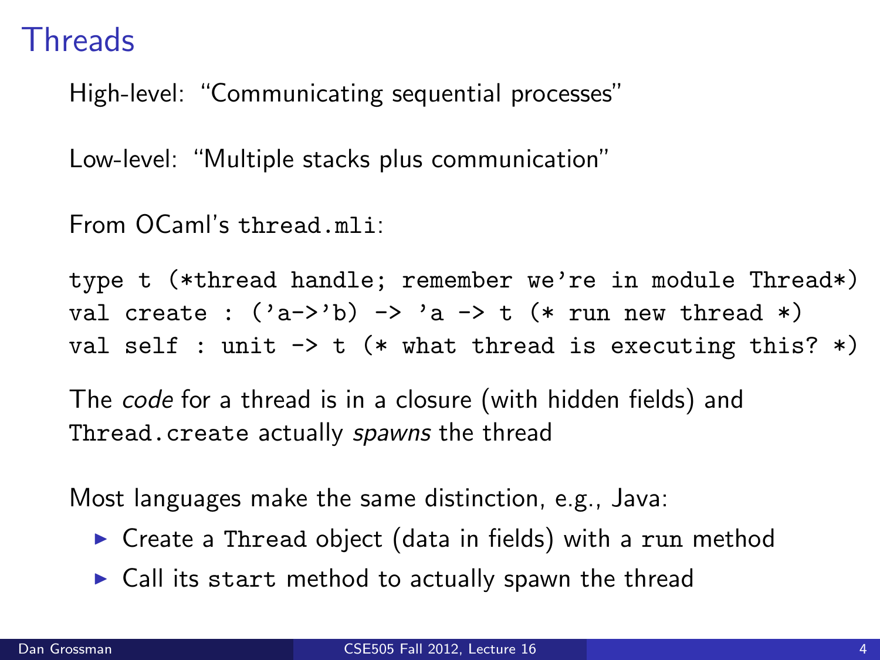# Threads

High-level: "Communicating sequential processes"

Low-level: "Multiple stacks plus communication"

From OCaml's `thread.mli`:

```
type t (*thread handle; remember we're in module Thread*)
val create : ('a->'b) -> 'a -> t (* run new thread *)
val self : unit -> t (* what thread is executing this? *)
```

The *code* for a thread is in a closure (with hidden fields) and `Thread.create` actually *spawns* the thread

Most languages make the same distinction, e.g., Java:

- Create a `Thread` object (data in fields) with a `run` method
- Call its `start` method to actually spawn the thread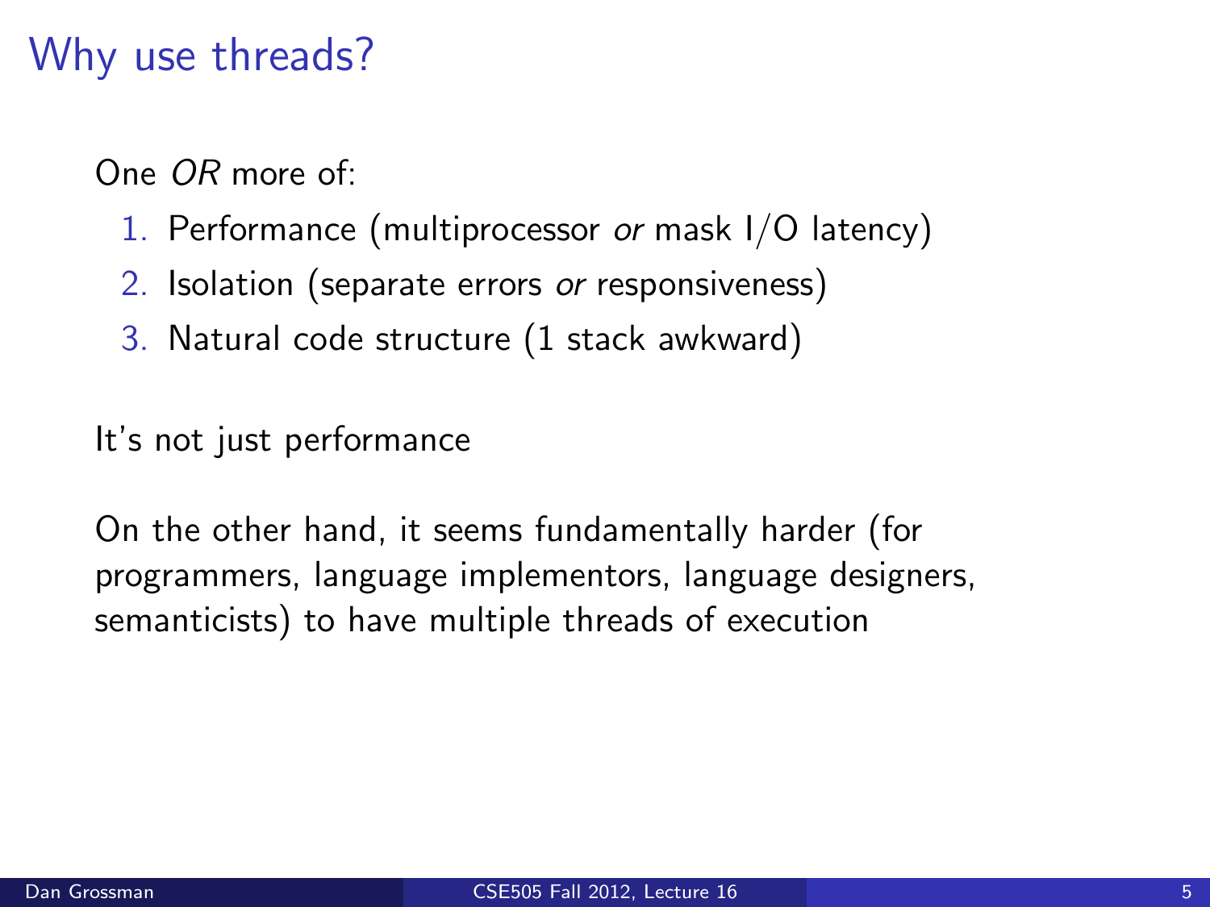# Why use threads?

One *OR* more of:

1. Performance (multiprocessor *or* mask I/O latency)
2. Isolation (separate errors *or* responsiveness)
3. Natural code structure (1 stack awkward)

It's not just performance

On the other hand, it seems fundamentally harder (for programmers, language implementors, language designers, semanticists) to have multiple threads of execution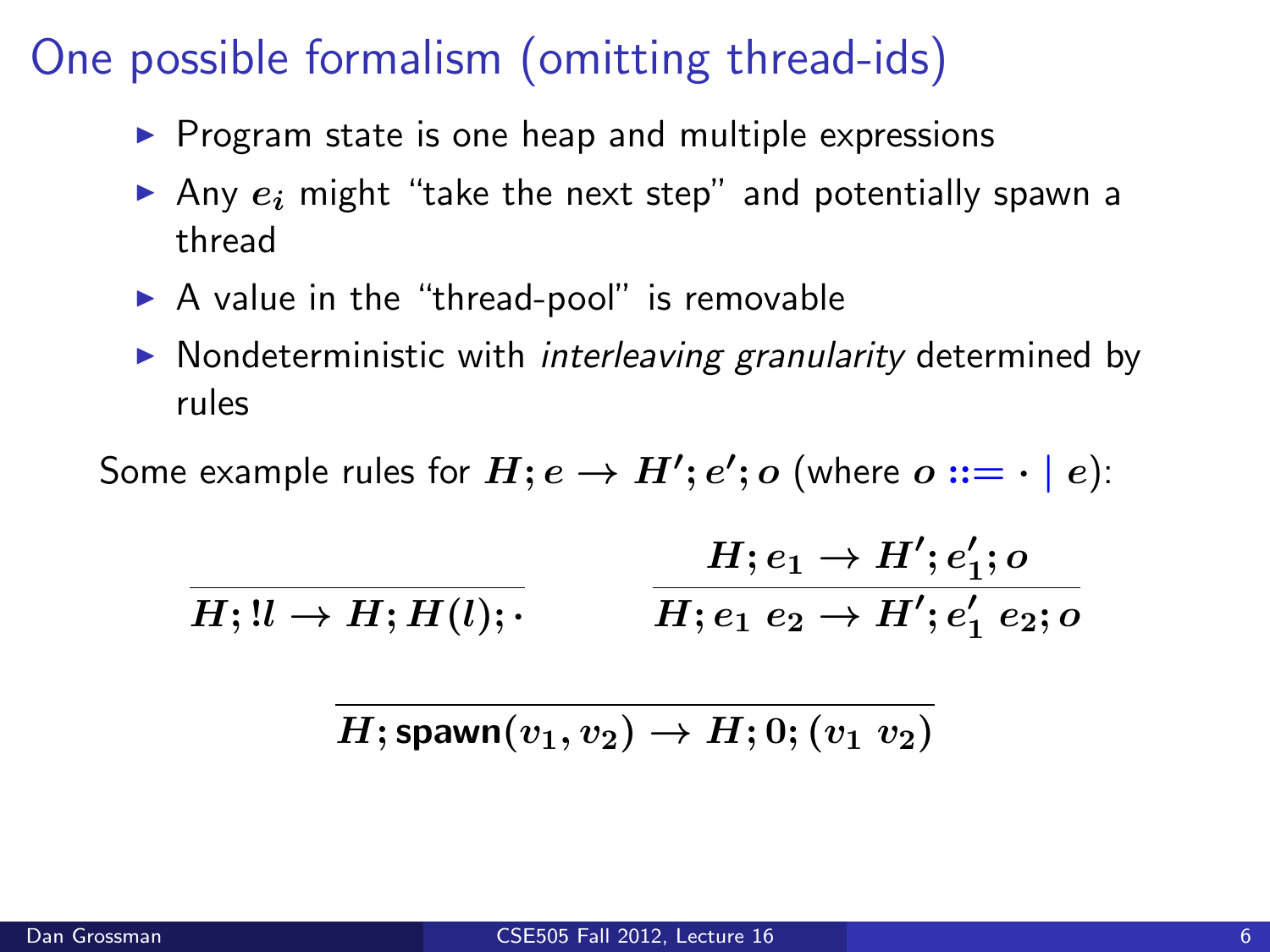# One possible formalism (omitting thread-ids)

- Program state is one heap and multiple expressions
- Any $e_i$ might "take the next step" and potentially spawn a thread
- A value in the "thread-pool" is removable
- Nondeterministic with *interleaving granularity* determined by rules

Some example rules for $H; e \to H'; e'; o$ (where $o ::= \cdot \mid e$):

$$\frac{}{H; !l \to H; H(l); \cdot} \qquad \frac{H; e_1 \to H'; e_1'; o}{H; e_1\ e_2 \to H'; e_1'\ e_2; o}$$

$$\frac{}{H; \mathsf{spawn}(v_1, v_2) \to H; 0; (v_1\ v_2)}$$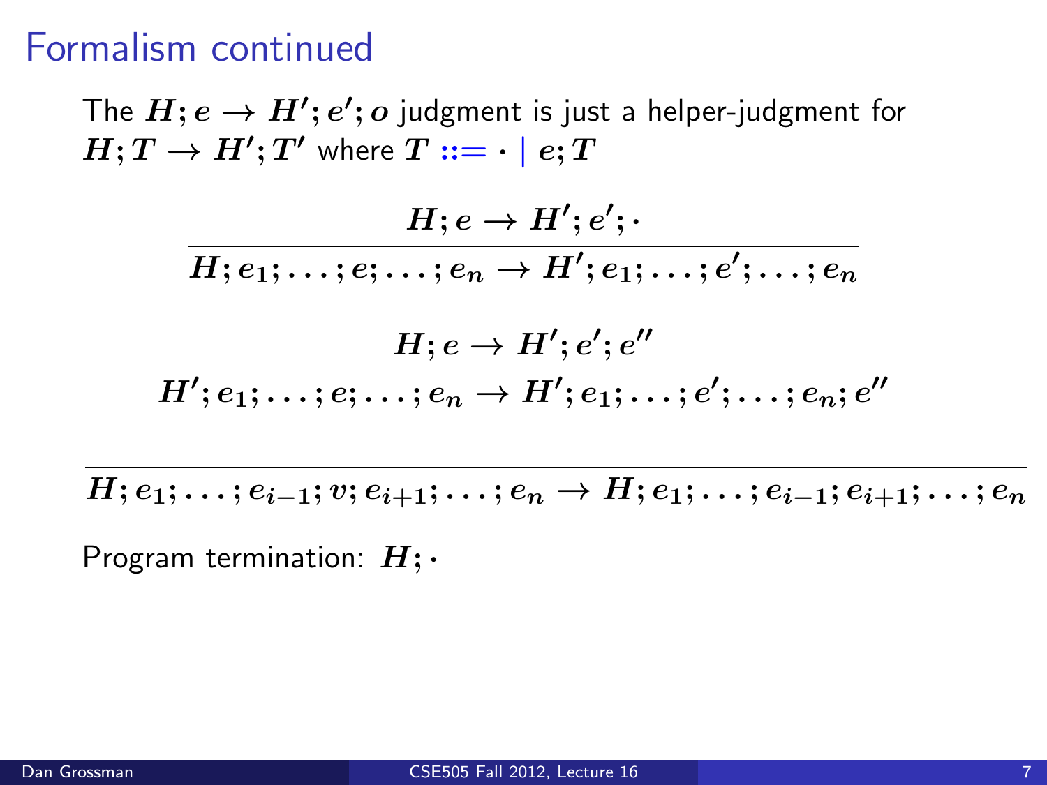# Formalism continued

The $H; e \to H'; e'; o$ judgment is just a helper-judgment for $H; T \to H'; T'$ where $T ::= \cdot \mid e; T$

$$\frac{H; e \to H'; e'; \cdot}{H; e_1; \ldots; e; \ldots; e_n \to H'; e_1; \ldots; e'; \ldots; e_n}$$

$$\frac{H; e \to H'; e'; e''}{H'; e_1; \ldots; e; \ldots; e_n \to H'; e_1; \ldots; e'; \ldots; e_n; e''}$$

$$\frac{}{H; e_1; \ldots; e_{i-1}; v; e_{i+1}; \ldots; e_n \to H; e_1; \ldots; e_{i-1}; e_{i+1}; \ldots; e_n}$$

Program termination: $H; \cdot$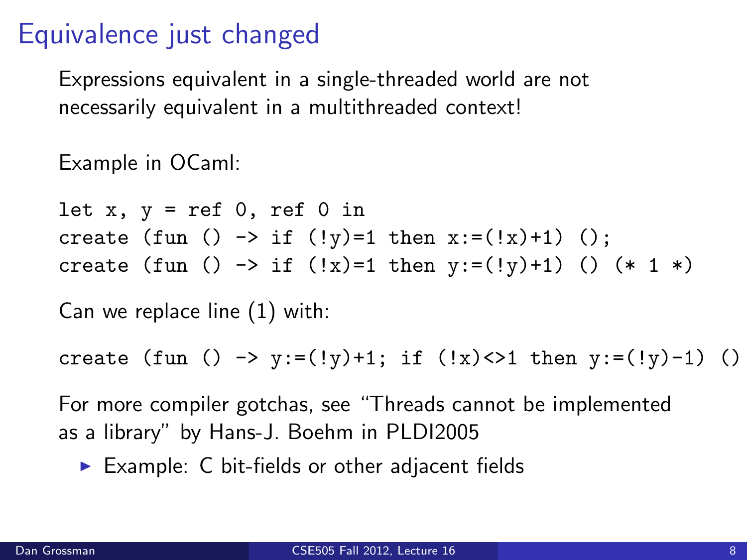# Equivalence just changed

Expressions equivalent in a single-threaded world are not necessarily equivalent in a multithreaded context!

Example in OCaml:

```
let x, y = ref 0, ref 0 in
create (fun () -> if (!y)=1 then x:=(!x)+1) ();
create (fun () -> if (!x)=1 then y:=(!y)+1) () (* 1 *)
```

Can we replace line (1) with:

```
create (fun () -> y:=(!y)+1; if (!x)<>1 then y:=(!y)-1) ()
```

For more compiler gotchas, see "Threads cannot be implemented as a library" by Hans-J. Boehm in PLDI2005

- Example: C bit-fields or other adjacent fields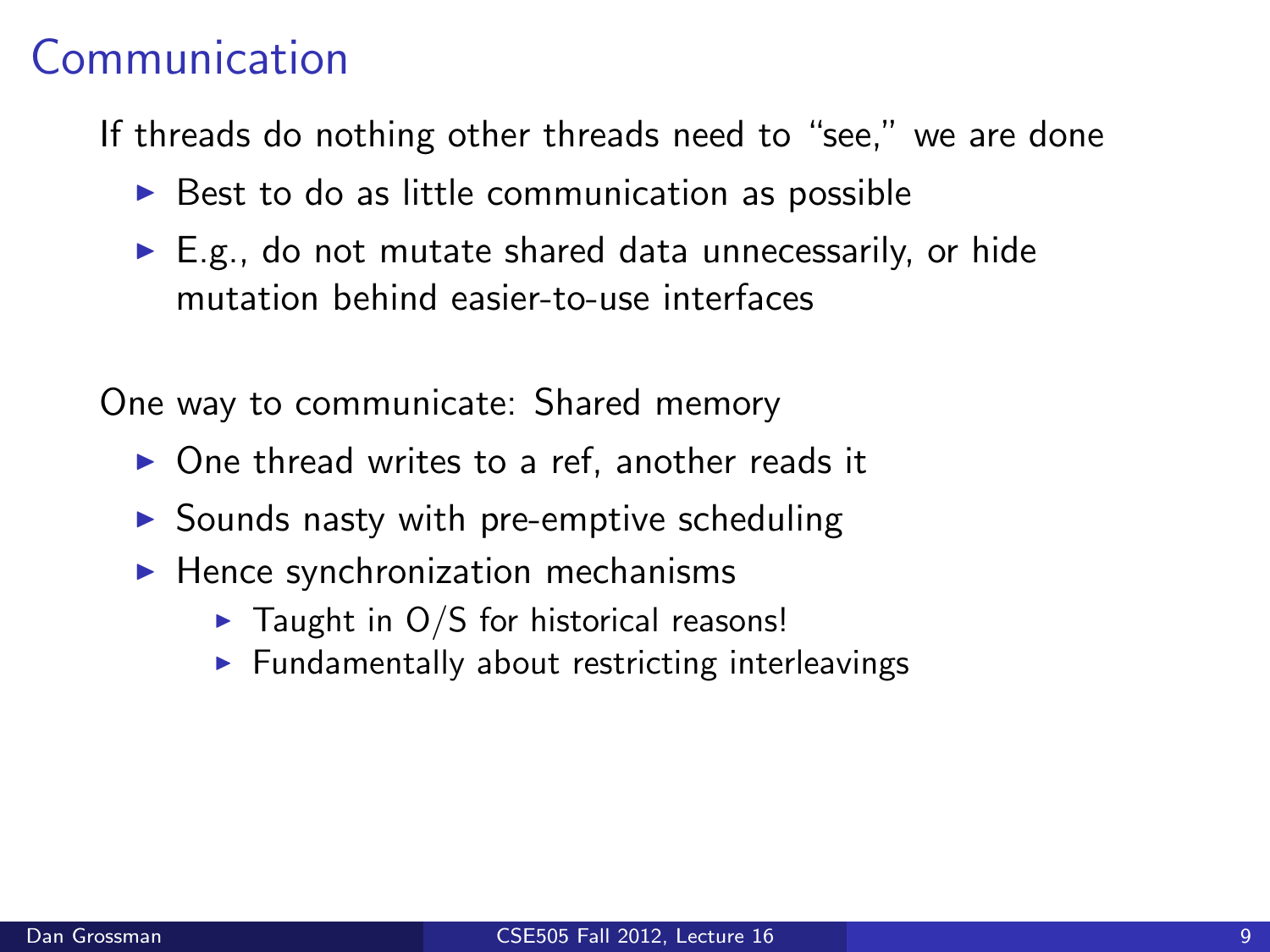# Communication

If threads do nothing other threads need to "see," we are done

- Best to do as little communication as possible
- E.g., do not mutate shared data unnecessarily, or hide mutation behind easier-to-use interfaces

One way to communicate: Shared memory

- One thread writes to a ref, another reads it
- Sounds nasty with pre-emptive scheduling
- Hence synchronization mechanisms
  - Taught in O/S for historical reasons!
  - Fundamentally about restricting interleavings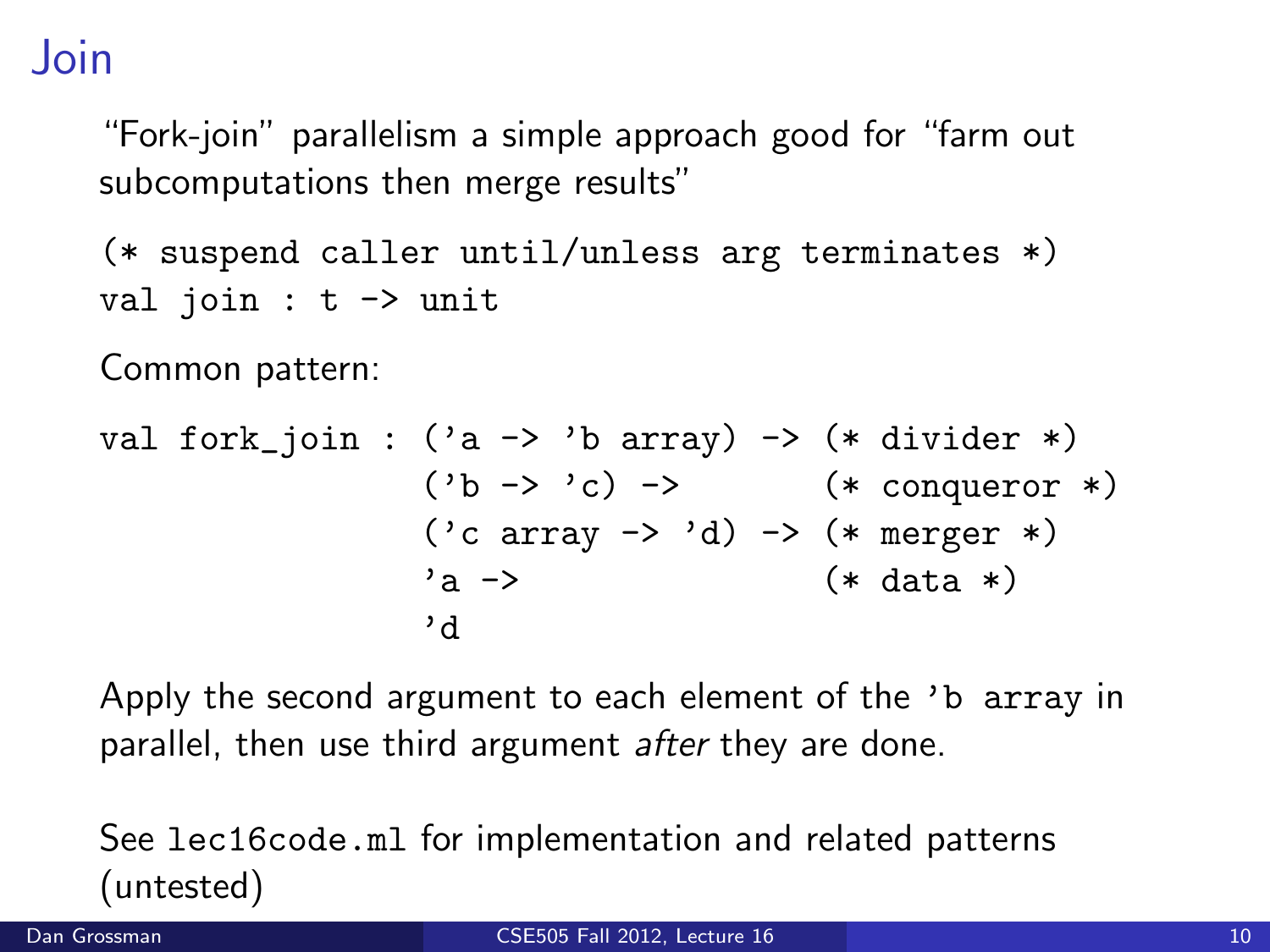# Join

"Fork-join" parallelism a simple approach good for "farm out subcomputations then merge results"

```
(* suspend caller until/unless arg terminates *)
val join : t -> unit
```

Common pattern:

```
val fork_join : ('a -> 'b array) -> (* divider *)
                ('b -> 'c) ->       (* conqueror *)
                ('c array -> 'd) -> (* merger *)
                'a ->               (* data *)
                'd
```

Apply the second argument to each element of the `'b array` in parallel, then use third argument *after* they are done.

See `lec16code.ml` for implementation and related patterns (untested)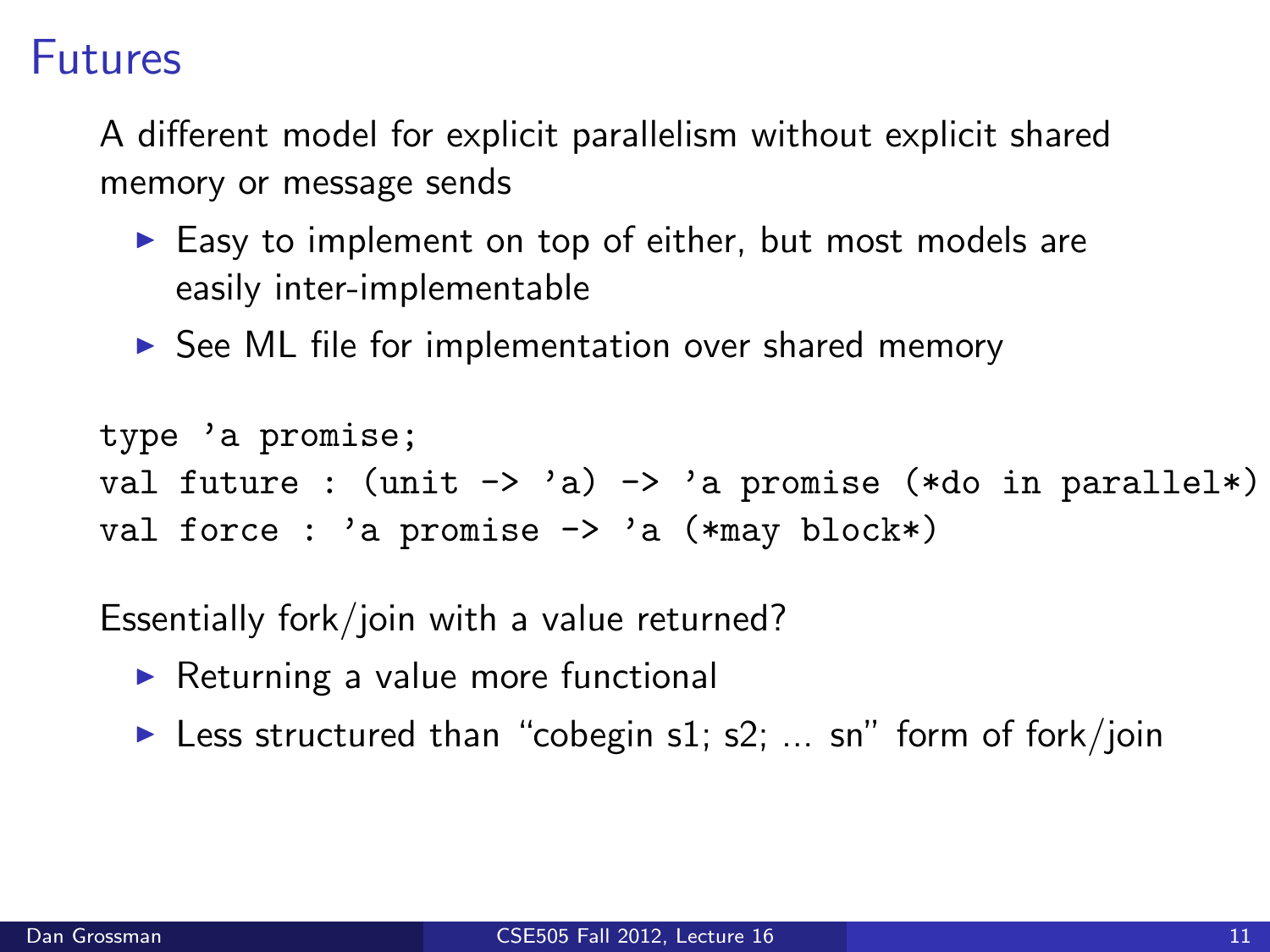# Futures

A different model for explicit parallelism without explicit shared memory or message sends

- Easy to implement on top of either, but most models are easily inter-implementable
- See ML file for implementation over shared memory

```
type 'a promise;
val future : (unit -> 'a) -> 'a promise (*do in parallel*)
val force : 'a promise -> 'a (*may block*)
```

Essentially fork/join with a value returned?

- Returning a value more functional
- Less structured than "cobegin s1; s2; ... sn" form of fork/join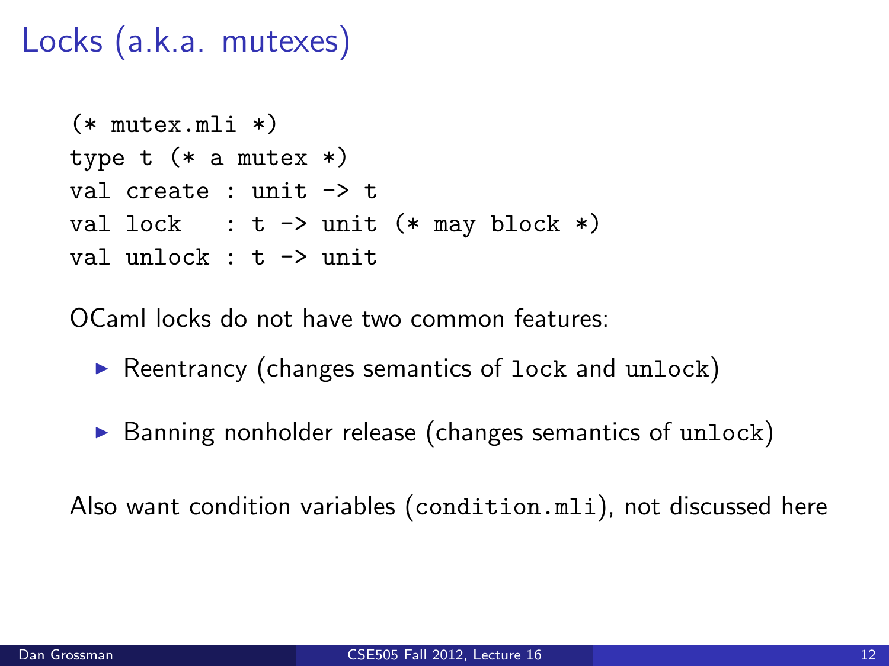# Locks (a.k.a. mutexes)

```
(* mutex.mli *)
type t (* a mutex *)
val create : unit -> t
val lock   : t -> unit (* may block *)
val unlock : t -> unit
```

OCaml locks do not have two common features:

- Reentrancy (changes semantics of `lock` and `unlock`)
- Banning nonholder release (changes semantics of `unlock`)

Also want condition variables (`condition.mli`), not discussed here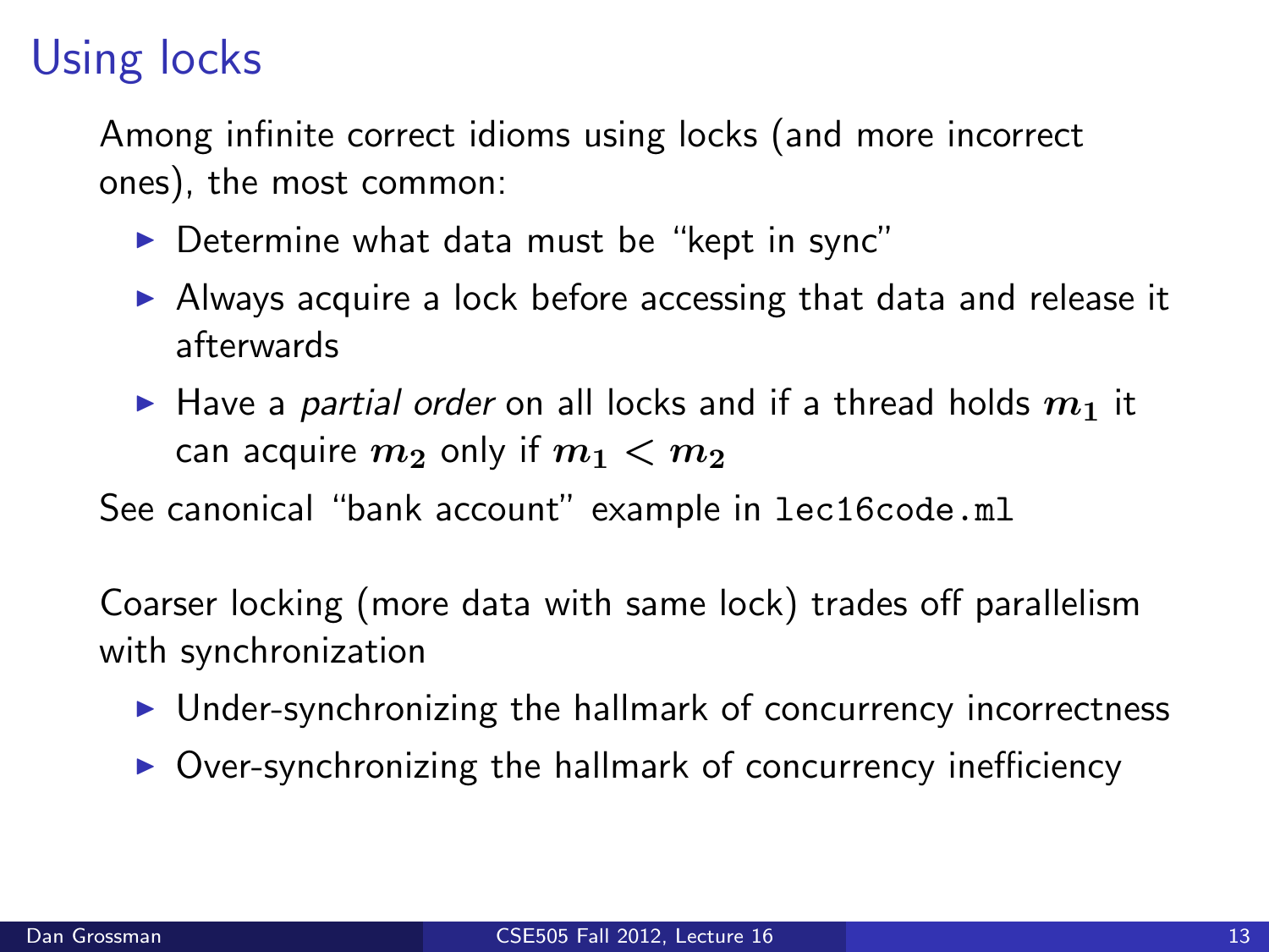# Using locks

Among infinite correct idioms using locks (and more incorrect ones), the most common:

- Determine what data must be "kept in sync"
- Always acquire a lock before accessing that data and release it afterwards
- Have a *partial order* on all locks and if a thread holds $m_1$ it can acquire $m_2$ only if $m_1 < m_2$

See canonical "bank account" example in `lec16code.ml`

Coarser locking (more data with same lock) trades off parallelism with synchronization

- Under-synchronizing the hallmark of concurrency incorrectness
- Over-synchronizing the hallmark of concurrency inefficiency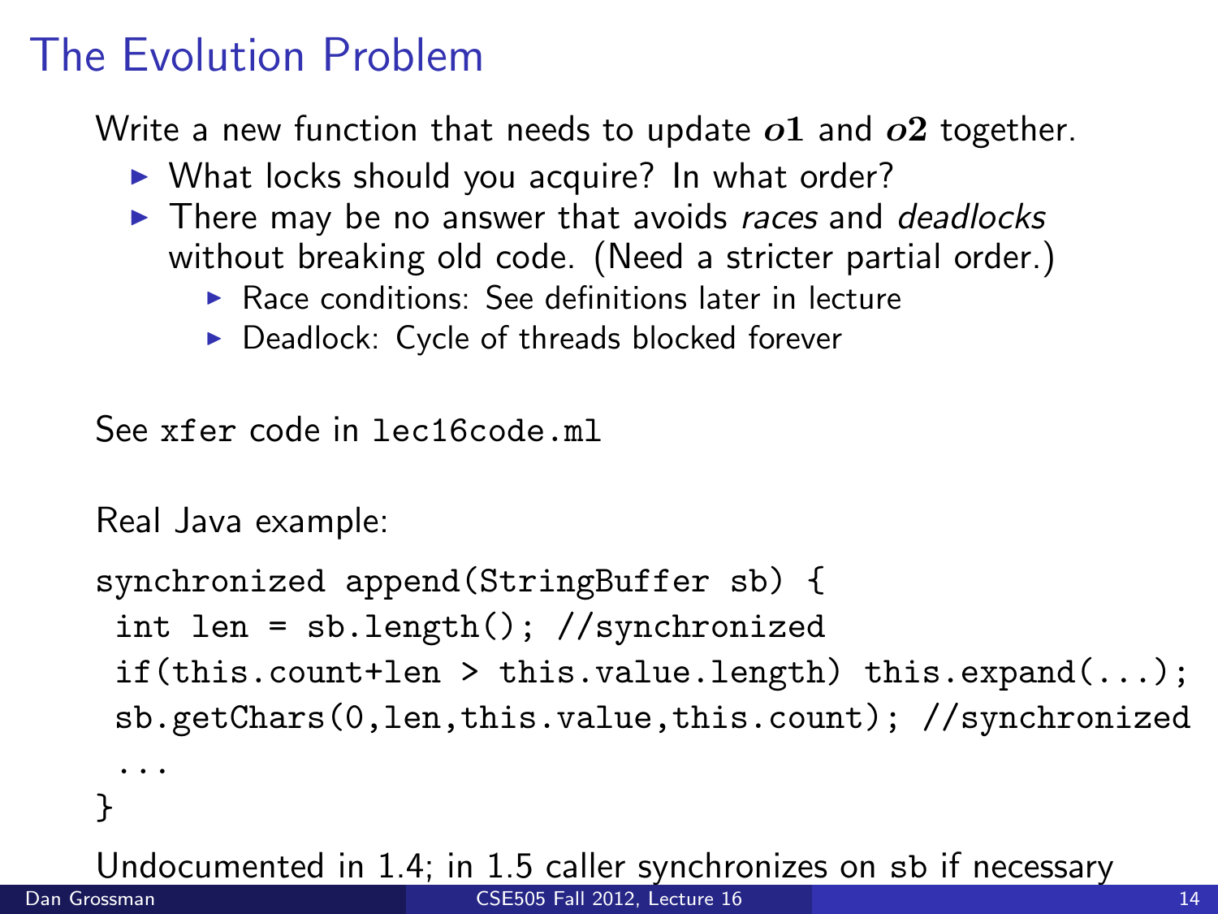# The Evolution Problem

Write a new function that needs to update $\boldsymbol{o1}$ and $\boldsymbol{o2}$ together.

- What locks should you acquire? In what order?
- There may be no answer that avoids *races* and *deadlocks* without breaking old code. (Need a stricter partial order.)
  - Race conditions: See definitions later in lecture
  - Deadlock: Cycle of threads blocked forever

See `xfer` code in `lec16code.ml`

Real Java example:

```
synchronized append(StringBuffer sb) {
 int len = sb.length(); //synchronized
 if(this.count+len > this.value.length) this.expand(...);
 sb.getChars(0,len,this.value,this.count); //synchronized
 ...
}
```

Undocumented in 1.4; in 1.5 caller synchronizes on `sb` if necessary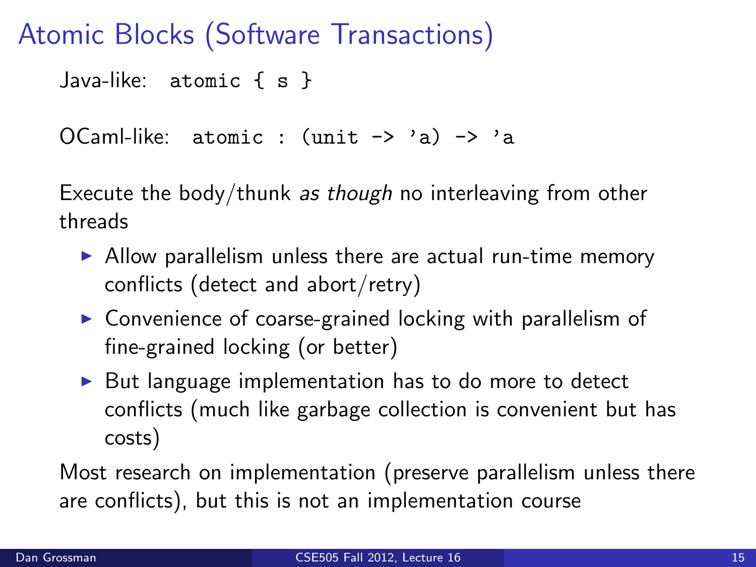# Atomic Blocks (Software Transactions)

Java-like: `atomic { s }`

OCaml-like: `atomic : (unit -> 'a) -> 'a`

Execute the body/thunk *as though* no interleaving from other threads

- Allow parallelism unless there are actual run-time memory conflicts (detect and abort/retry)
- Convenience of coarse-grained locking with parallelism of fine-grained locking (or better)
- But language implementation has to do more to detect conflicts (much like garbage collection is convenient but has costs)

Most research on implementation (preserve parallelism unless there are conflicts), but this is not an implementation course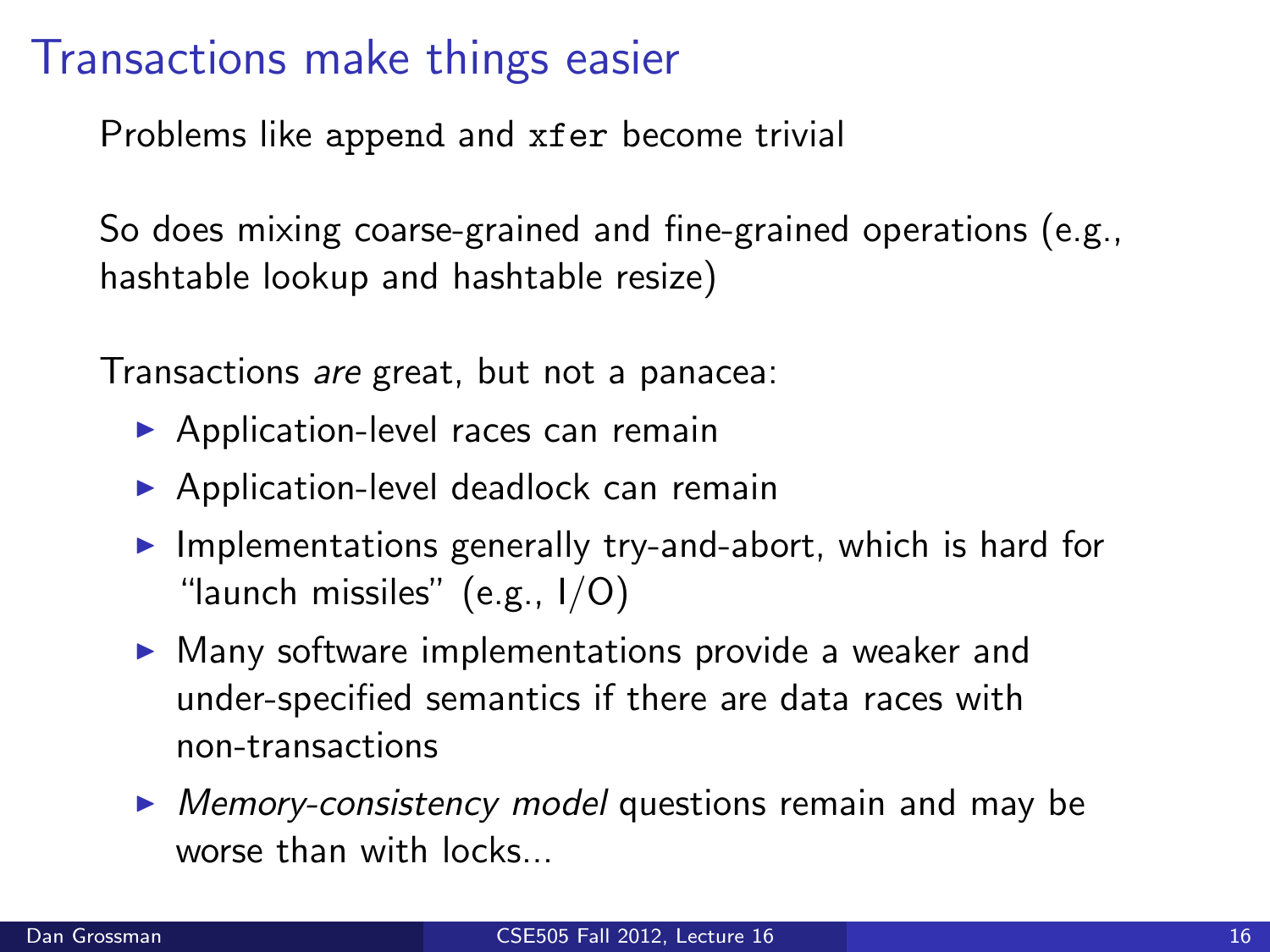# Transactions make things easier

Problems like `append` and `xfer` become trivial

So does mixing coarse-grained and fine-grained operations (e.g., hashtable lookup and hashtable resize)

Transactions *are* great, but not a panacea:

- Application-level races can remain
- Application-level deadlock can remain
- Implementations generally try-and-abort, which is hard for "launch missiles" (e.g., I/O)
- Many software implementations provide a weaker and under-specified semantics if there are data races with non-transactions
- *Memory-consistency model* questions remain and may be worse than with locks...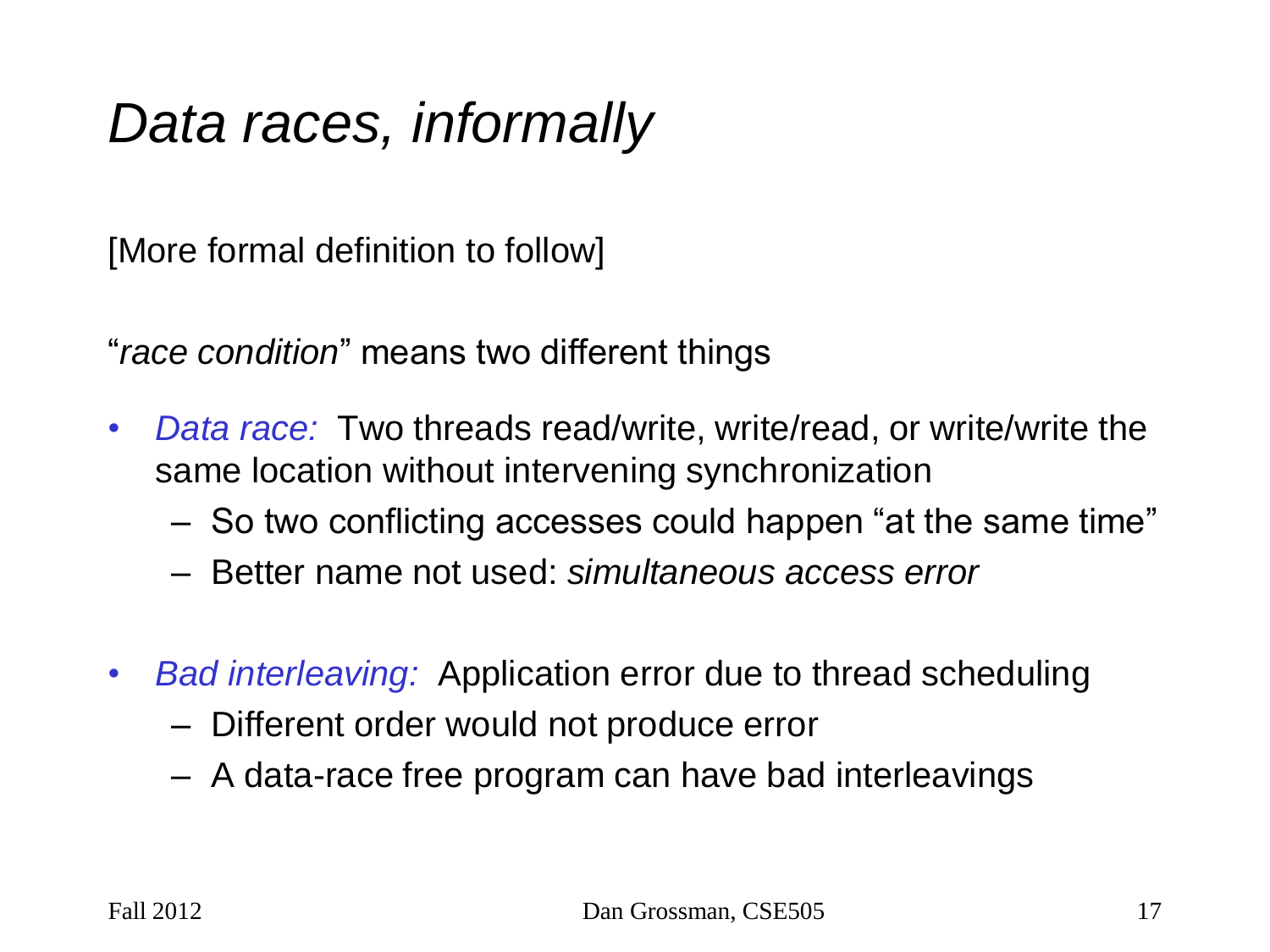# *Data races, informally*

[More formal definition to follow]

"*race condition*" means two different things

- *Data race:* Two threads read/write, write/read, or write/write the same location without intervening synchronization
  - So two conflicting accesses could happen "at the same time"
  - Better name not used: *simultaneous access error*

- *Bad interleaving:* Application error due to thread scheduling
  - Different order would not produce error
  - A data-race free program can have bad interleavings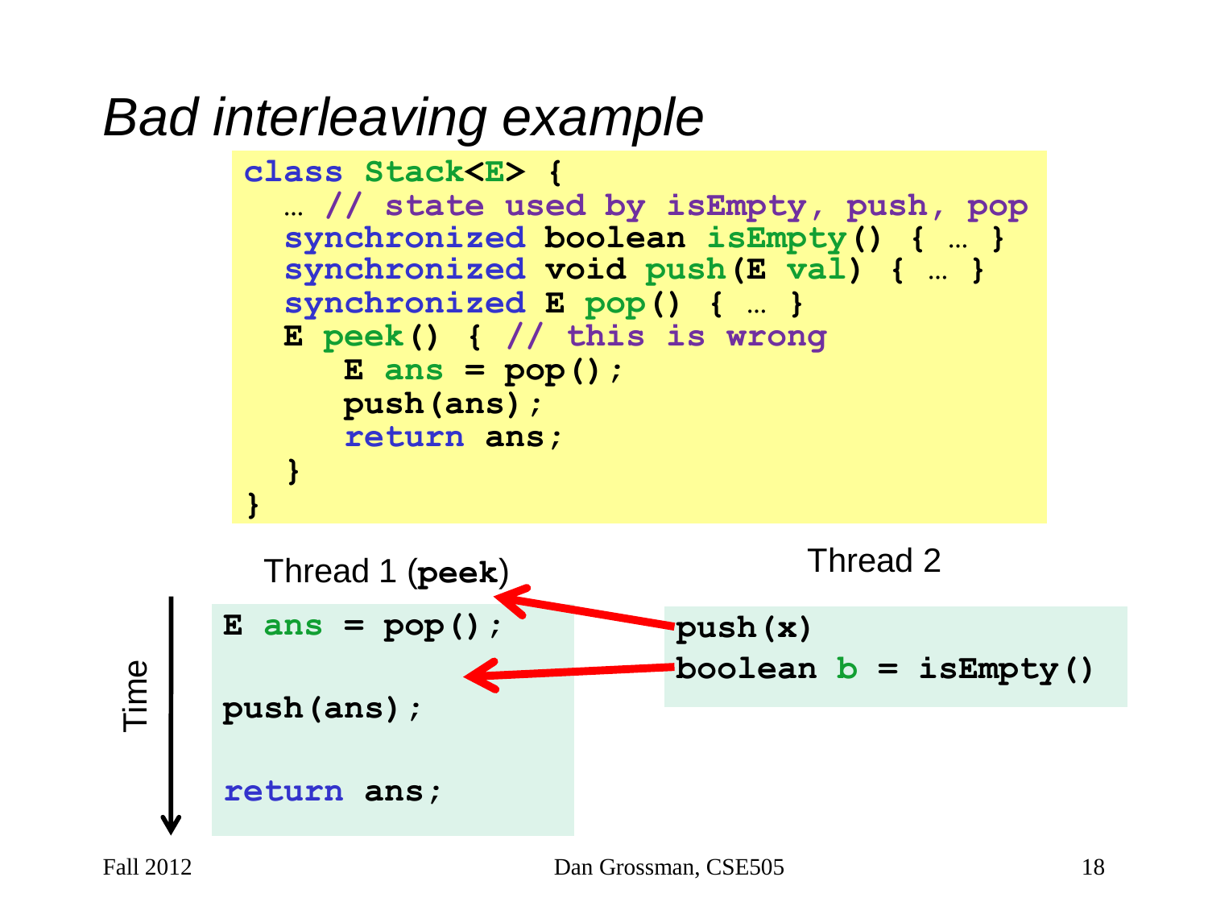# Bad interleaving example

```
class Stack<E> {
  … // state used by isEmpty, push, pop
  synchronized boolean isEmpty() { … }
  synchronized void push(E val) { … }
  synchronized E pop() { … }
  E peek() { // this is wrong
     E ans = pop();
     push(ans);
     return ans;
  }
}
```

Thread 1 (**peek**)

```
E ans = pop();

push(ans);

return ans;
```

Thread 2

```
push(x)
boolean b = isEmpty()
```

Time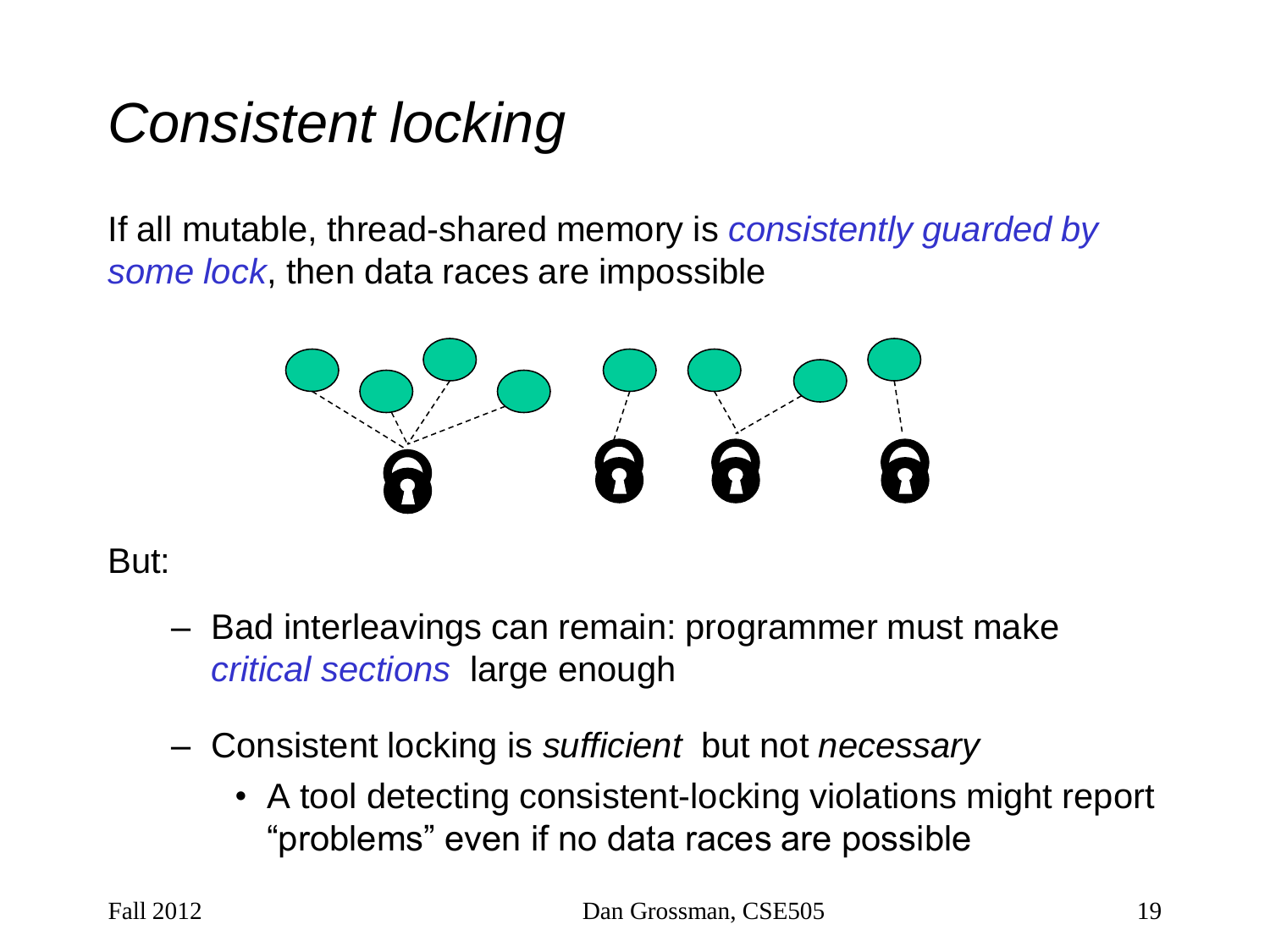# *Consistent locking*

If all mutable, thread-shared memory is *consistently guarded by some lock*, then data races are impossible

But:

- Bad interleavings can remain: programmer must make *critical sections* large enough
- Consistent locking is *sufficient* but not *necessary*
  - A tool detecting consistent-locking violations might report "problems" even if no data races are possible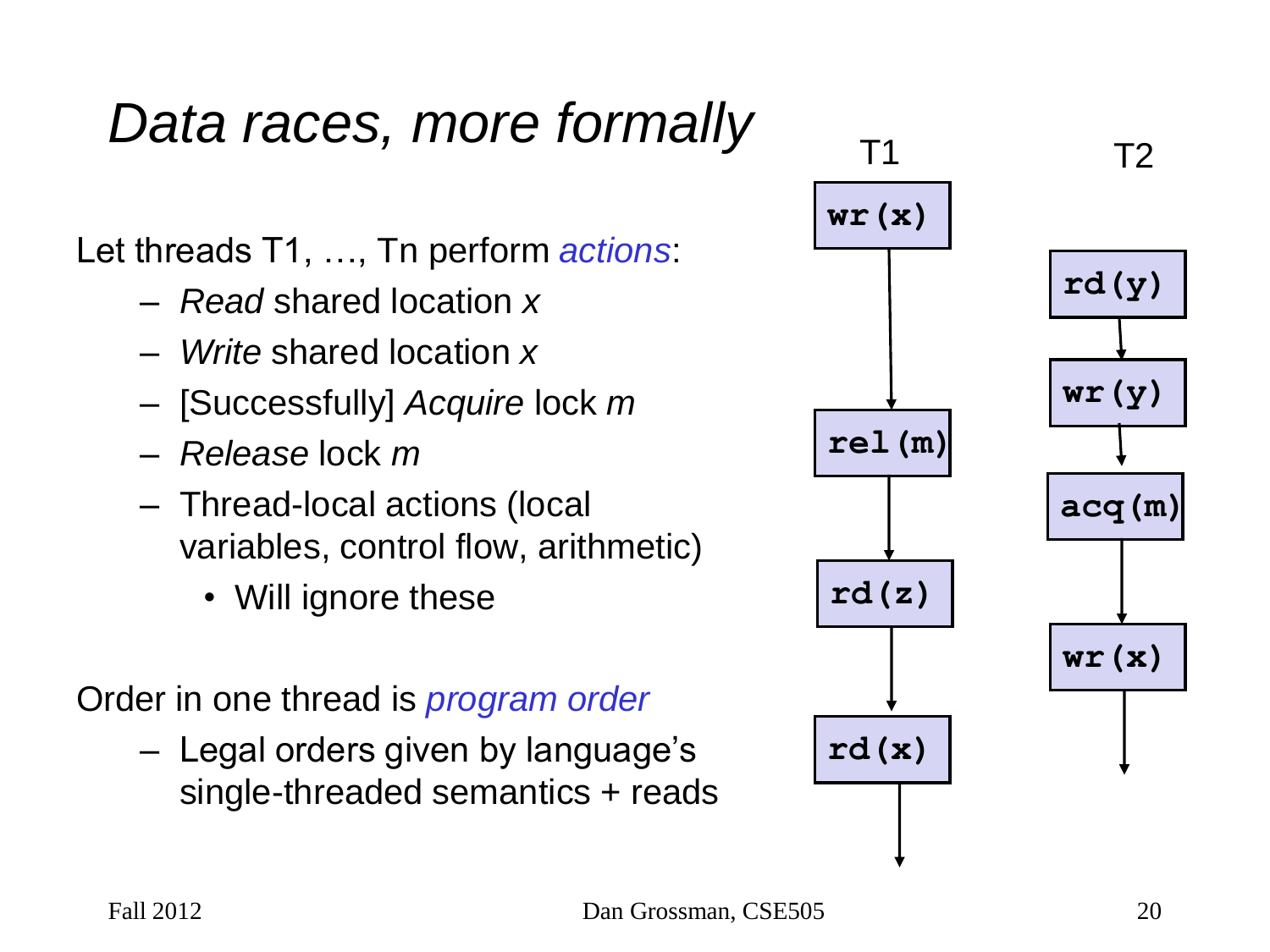# *Data races, more formally*

Let threads T1, …, Tn perform *actions*:

- *Read* shared location *x*
- *Write* shared location *x*
- [Successfully] *Acquire* lock *m*
- *Release* lock *m*
- Thread-local actions (local variables, control flow, arithmetic)
  - Will ignore these

Order in one thread is *program order*

- Legal orders given by language's single-threaded semantics + reads

T1

wr(x)

rel(m)

rd(z)

rd(x)

T2

rd(y)

wr(y)

acq(m)

wr(x)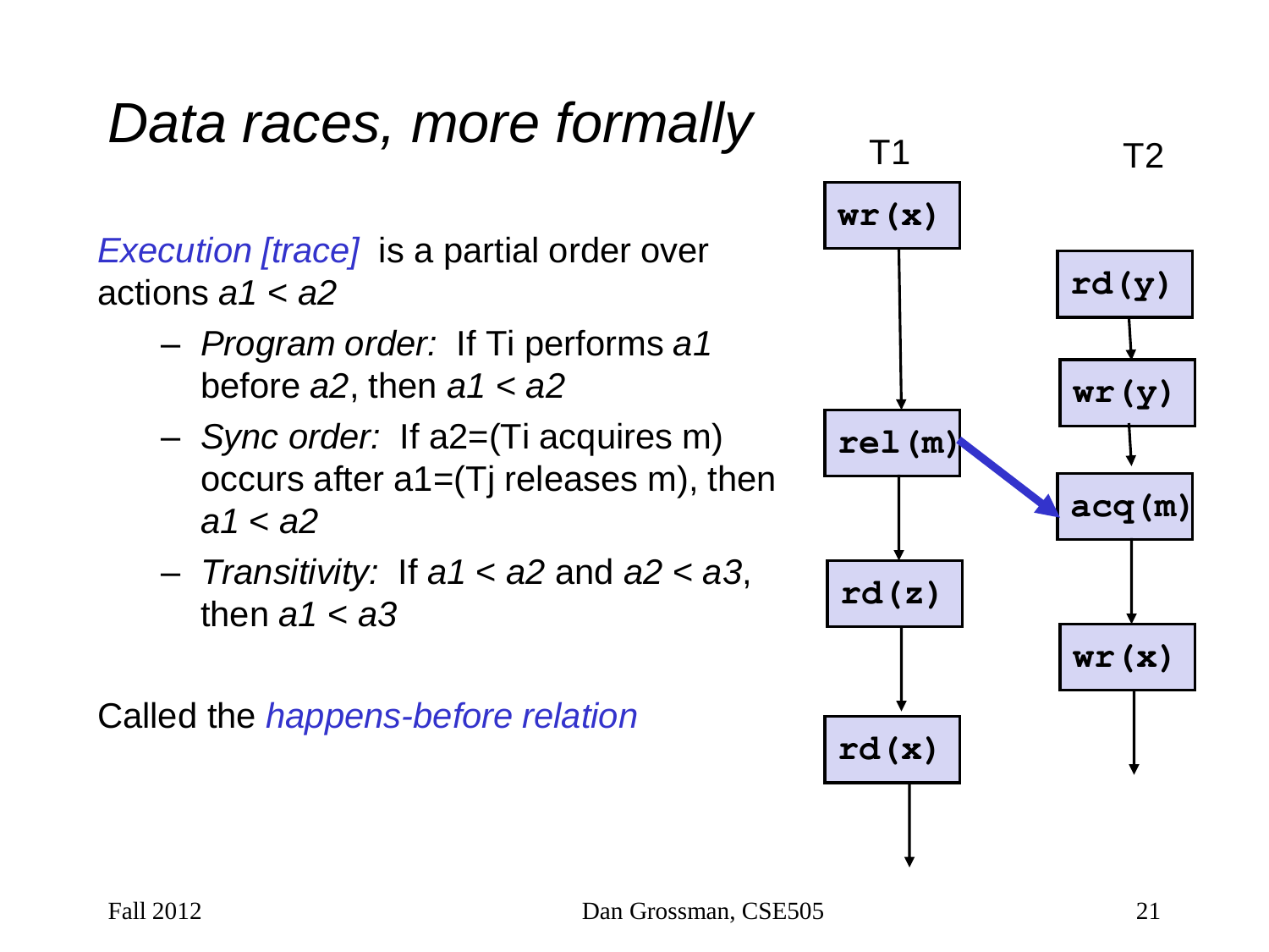# *Data races, more formally*

*Execution [trace]* is a partial order over actions $a1 < a2$

- *Program order:* If Ti performs $a1$ before $a2$, then $a1 < a2$
- *Sync order:* If a2=(Ti acquires m) occurs after a1=(Tj releases m), then $a1 < a2$
- *Transitivity:* If $a1 < a2$ and $a2 < a3$, then $a1 < a3$

Called the *happens-before relation*

T1

T2

wr(x)

rd(y)

wr(y)

rel(m)

acq(m)

rd(z)

wr(x)

rd(x)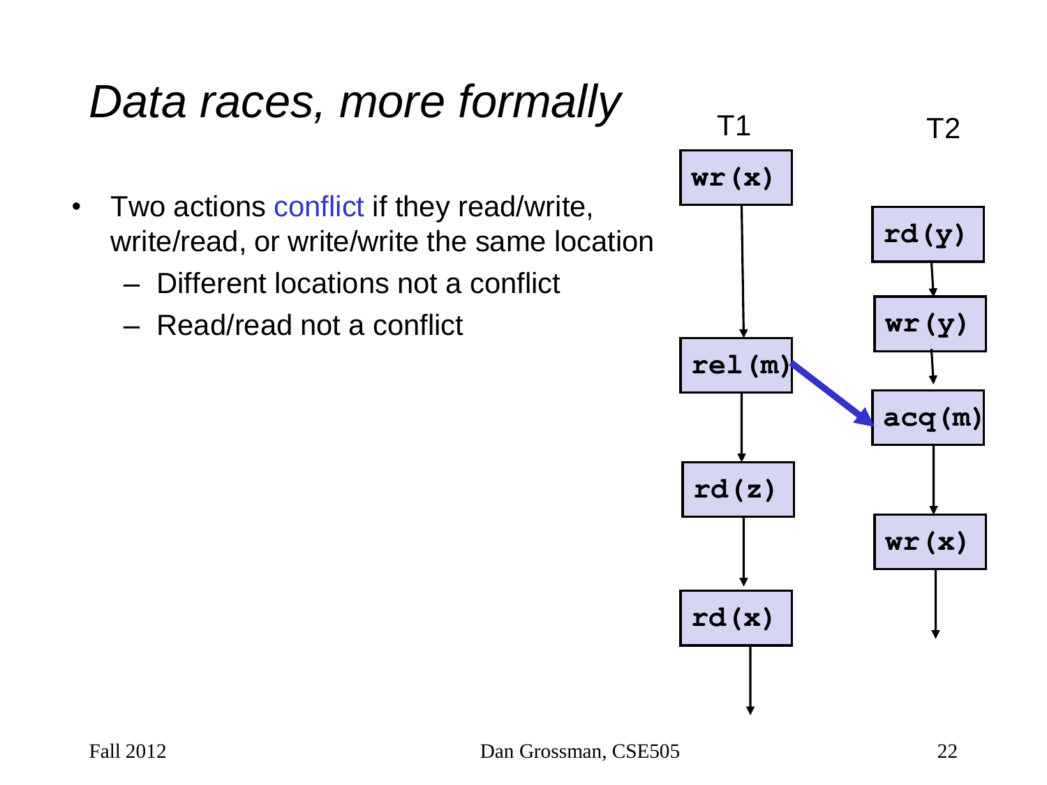# *Data races, more formally*

- Two actions conflict if they read/write, write/read, or write/write the same location
  - Different locations not a conflict
  - Read/read not a conflict

T1

T2

wr(x)

rd(y)

wr(y)

rel(m)

acq(m)

rd(z)

wr(x)

rd(x)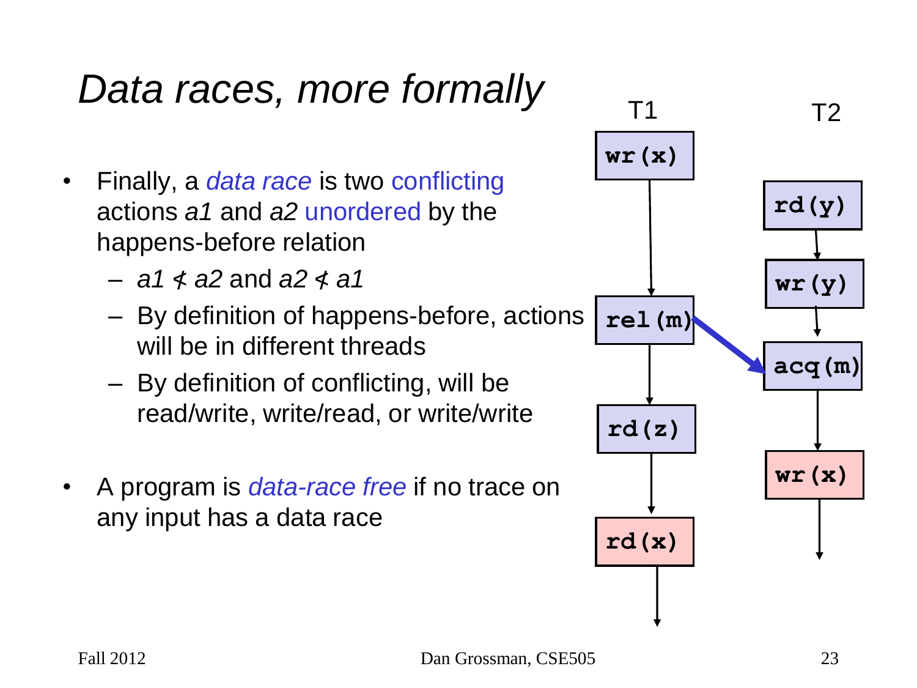# *Data races, more formally*

- Finally, a *data race* is two conflicting actions *a1* and *a2* unordered by the happens-before relation
  - $a1 \nless a2$ and $a2 \nless a1$
  - By definition of happens-before, actions will be in different threads
  - By definition of conflicting, will be read/write, write/read, or write/write
- A program is *data-race free* if no trace on any input has a data race

T1

wr(x)

rel(m)

rd(z)

rd(x)

T2

rd(y)

wr(y)

acq(m)

wr(x)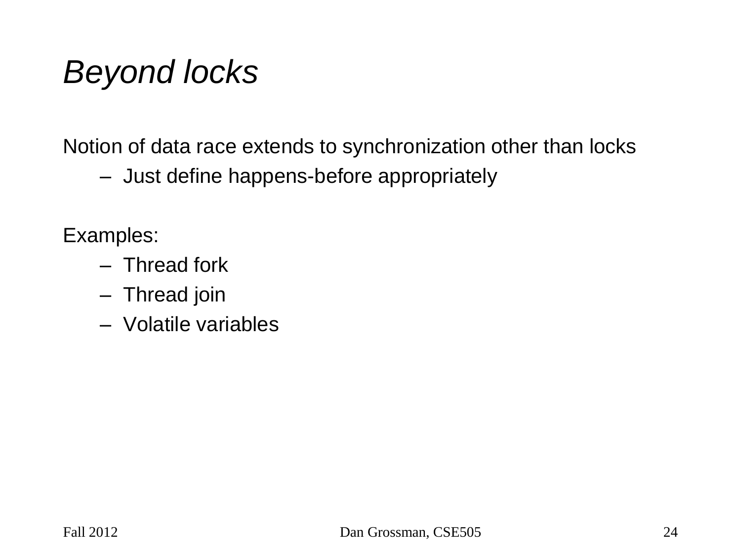# *Beyond locks*

Notion of data race extends to synchronization other than locks

- Just define happens-before appropriately

Examples:

- Thread fork
- Thread join
- Volatile variables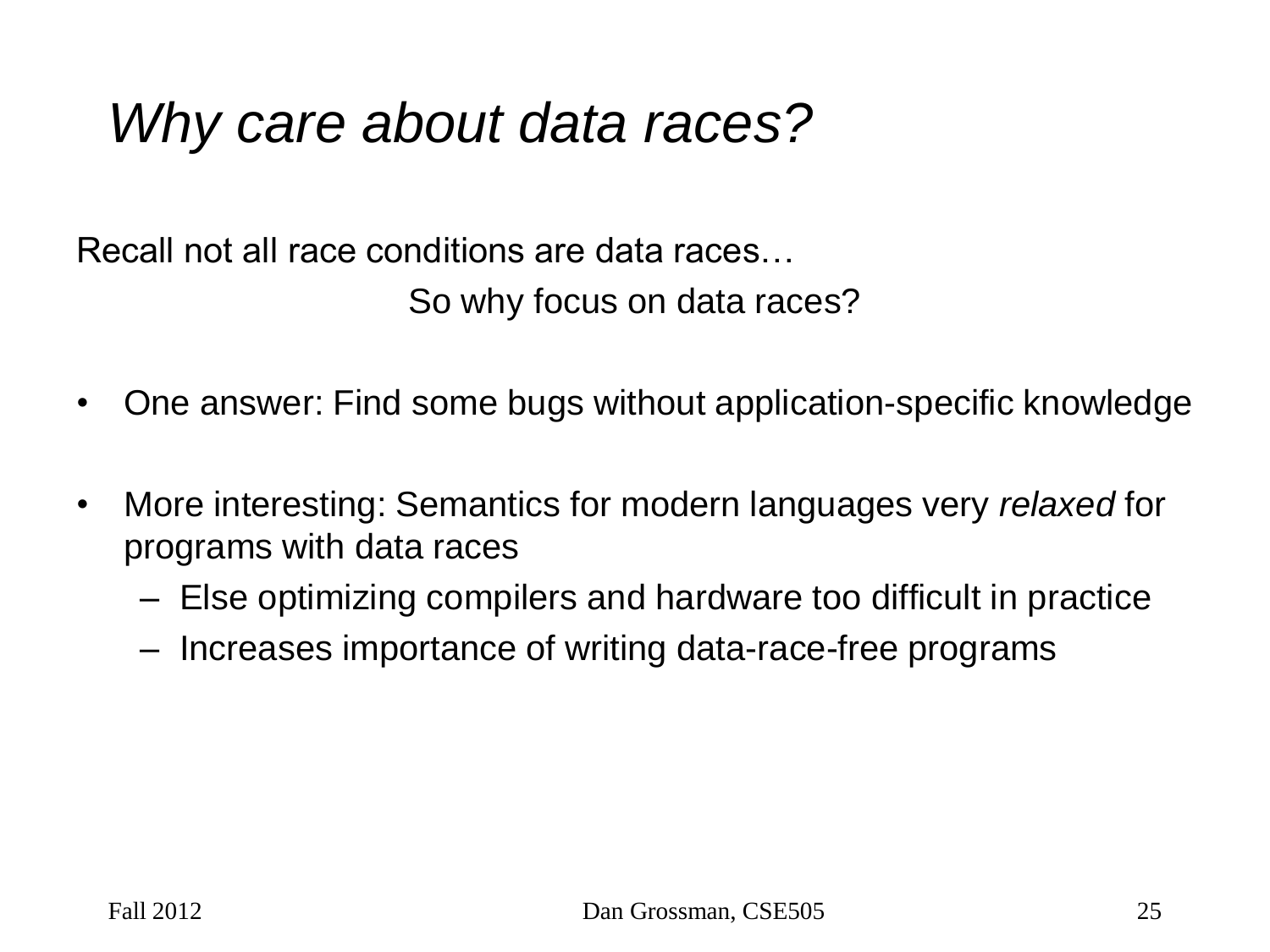# *Why care about data races?*

Recall not all race conditions are data races…

So why focus on data races?

- One answer: Find some bugs without application-specific knowledge

- More interesting: Semantics for modern languages very *relaxed* for programs with data races
  - Else optimizing compilers and hardware too difficult in practice
  - Increases importance of writing data-race-free programs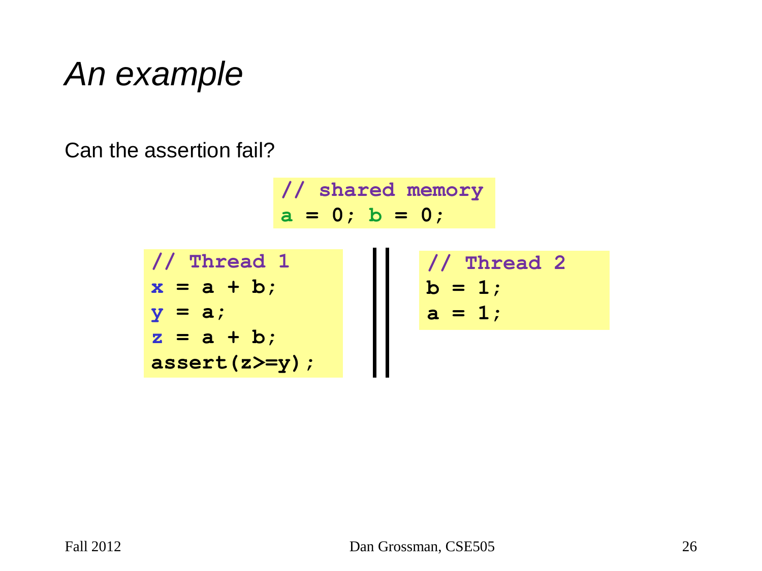# An example

Can the assertion fail?

```
// shared memory
a = 0; b = 0;
```

```
// Thread 1
x = a + b;
y = a;
z = a + b;
assert(z>=y);
```

||

```
// Thread 2
b = 1;
a = 1;
```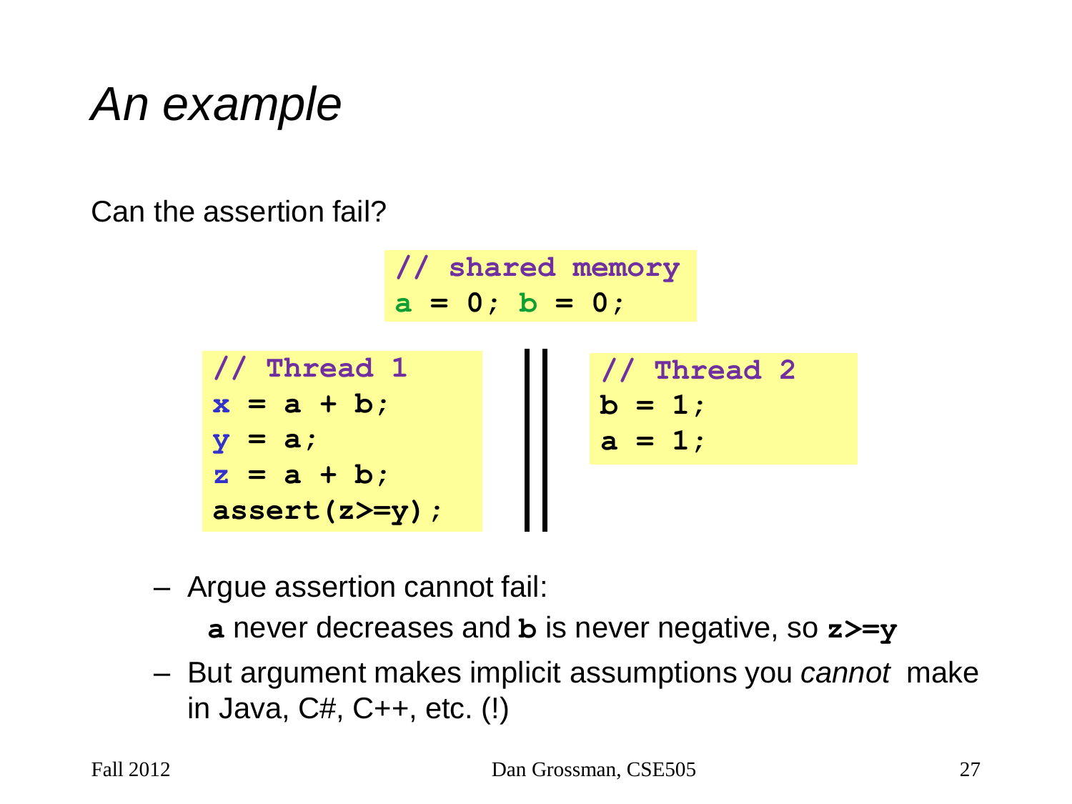# An example

Can the assertion fail?

```
// shared memory
a = 0; b = 0;
```

```
// Thread 1
x = a + b;
y = a;
z = a + b;
assert(z>=y);
```

||

```
// Thread 2
b = 1;
a = 1;
```

- Argue assertion cannot fail:

  `a` never decreases and `b` is never negative, so `z>=y`

- But argument makes implicit assumptions you *cannot* make in Java, C#, C++, etc. (!)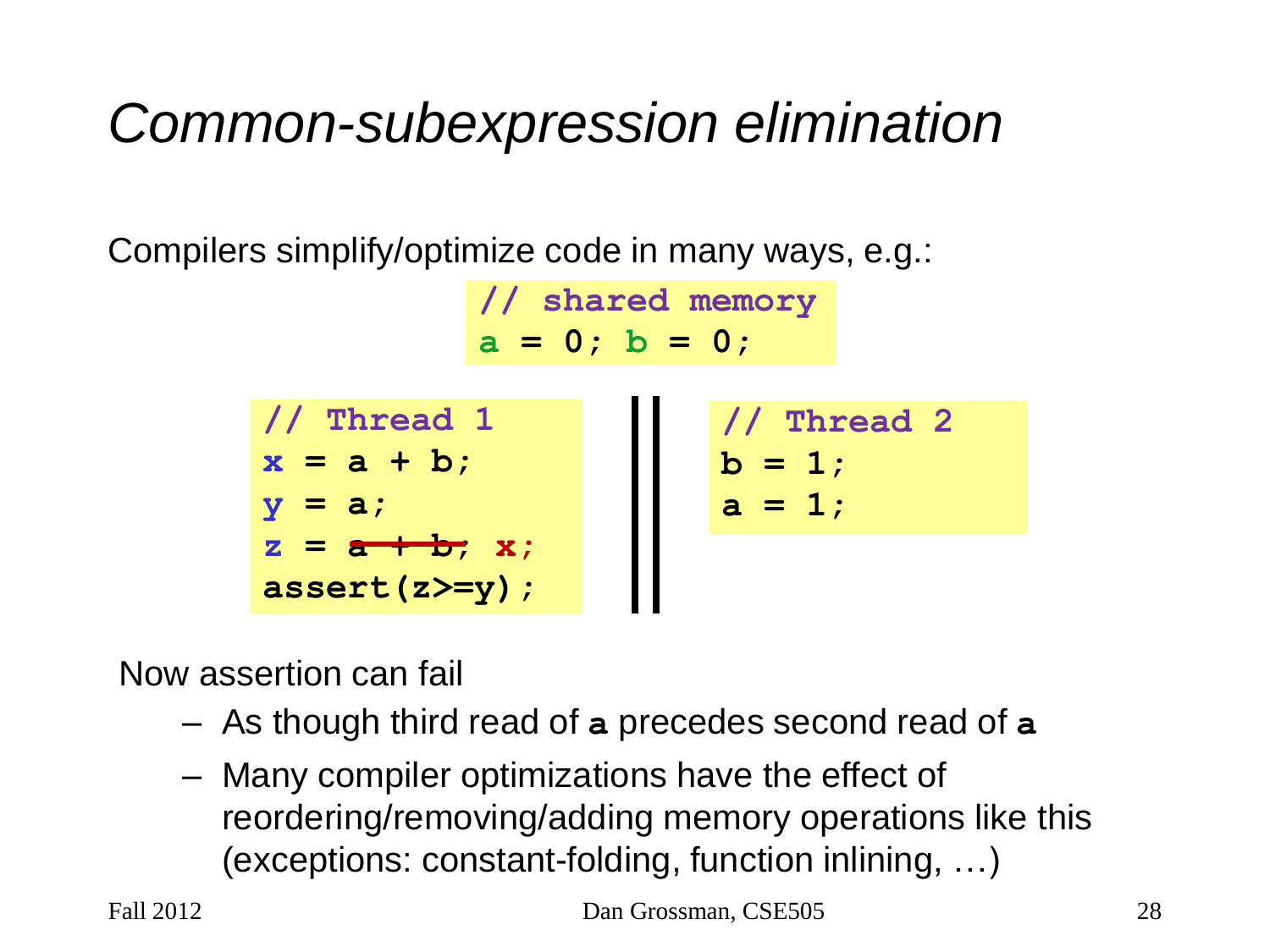# *Common-subexpression elimination*

Compilers simplify/optimize code in many ways, e.g.:

```
// shared memory
a = 0; b = 0;
```

```
// Thread 1
x = a + b;
y = a;
z = a + b; x;
assert(z>=y);
```

```
// Thread 2
b = 1;
a = 1;
```

(In Thread 1, `a + b;` on the third line is struck out and replaced by `x;`)

Now assertion can fail

- As though third read of **a** precedes second read of **a**
- Many compiler optimizations have the effect of reordering/removing/adding memory operations like this (exceptions: constant-folding, function inlining, …)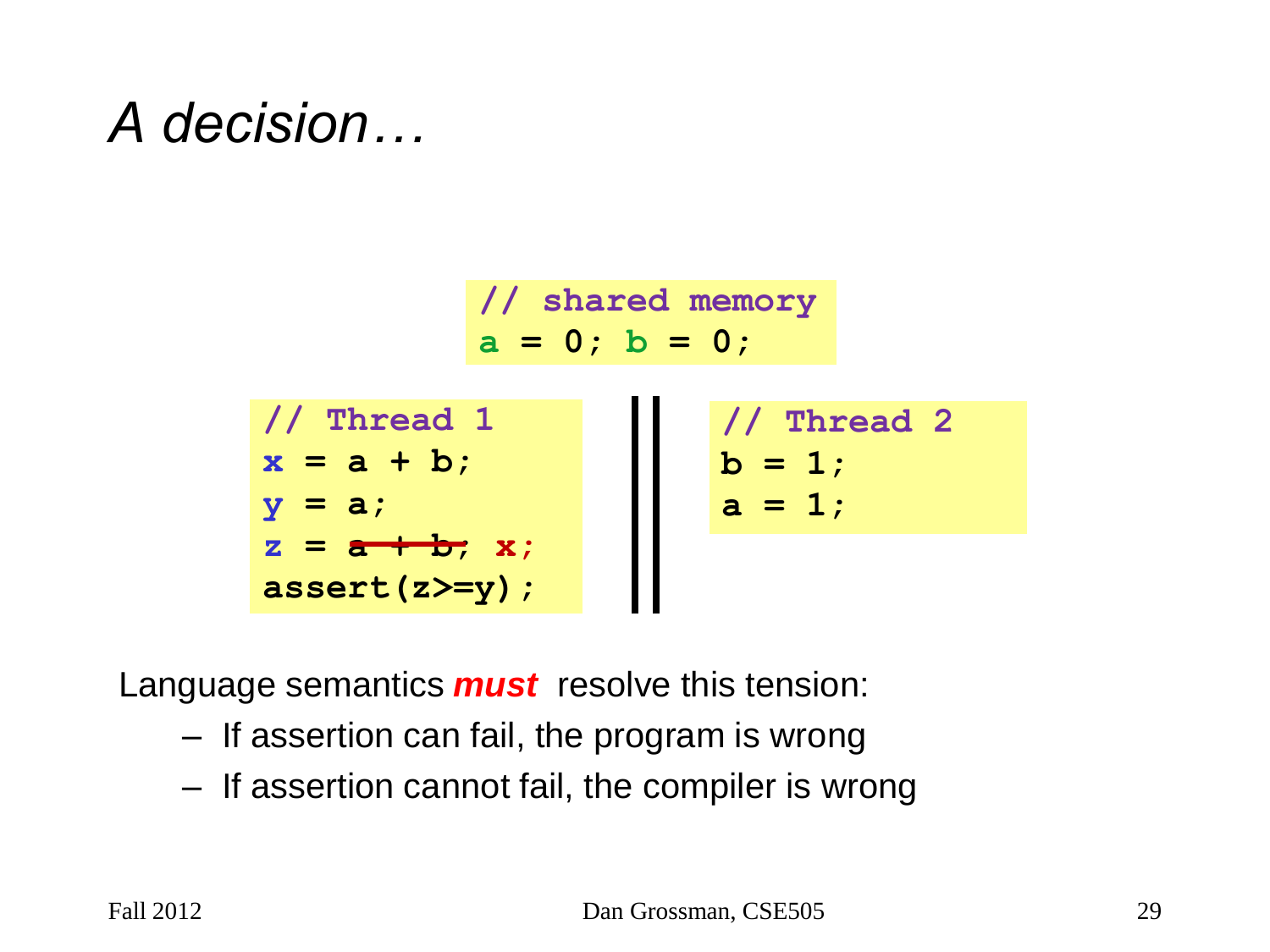# *A decision…*

```
// shared memory
a = 0; b = 0;
```

```
// Thread 1
x = a + b;
y = a;
z = ~~a + b;~~ x;
assert(z>=y);
```

```
// Thread 2
b = 1;
a = 1;
```

Language semantics ***must*** resolve this tension:

- If assertion can fail, the program is wrong
- If assertion cannot fail, the compiler is wrong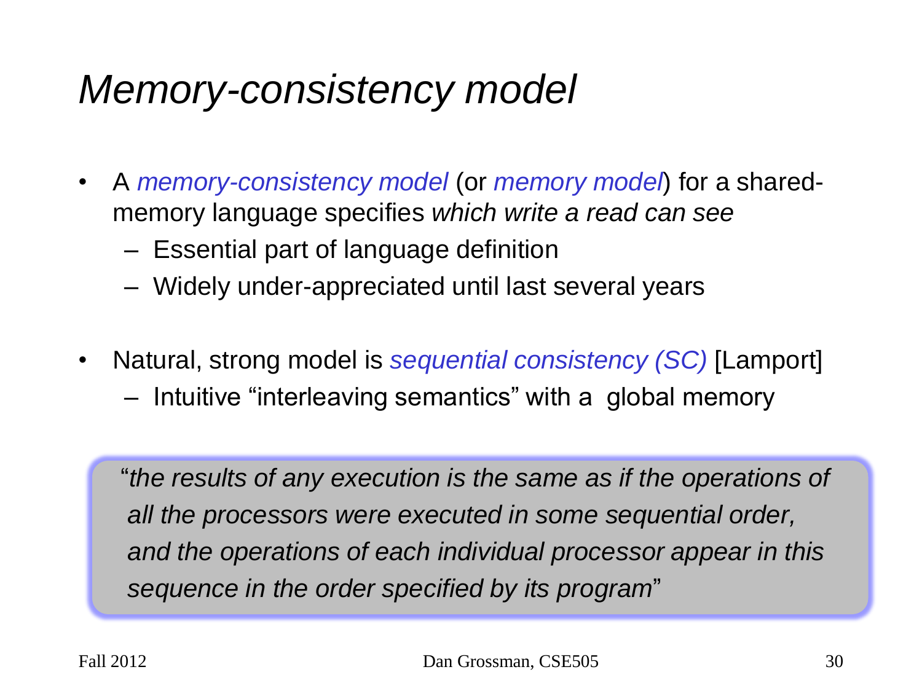# *Memory-consistency model*

- A *memory-consistency model* (or *memory model*) for a shared-memory language specifies *which write a read can see*
  - Essential part of language definition
  - Widely under-appreciated until last several years
- Natural, strong model is *sequential consistency (SC)* [Lamport]
  - Intuitive "interleaving semantics" with a global memory

> "*the results of any execution is the same as if the operations of all the processors were executed in some sequential order, and the operations of each individual processor appear in this sequence in the order specified by its program*"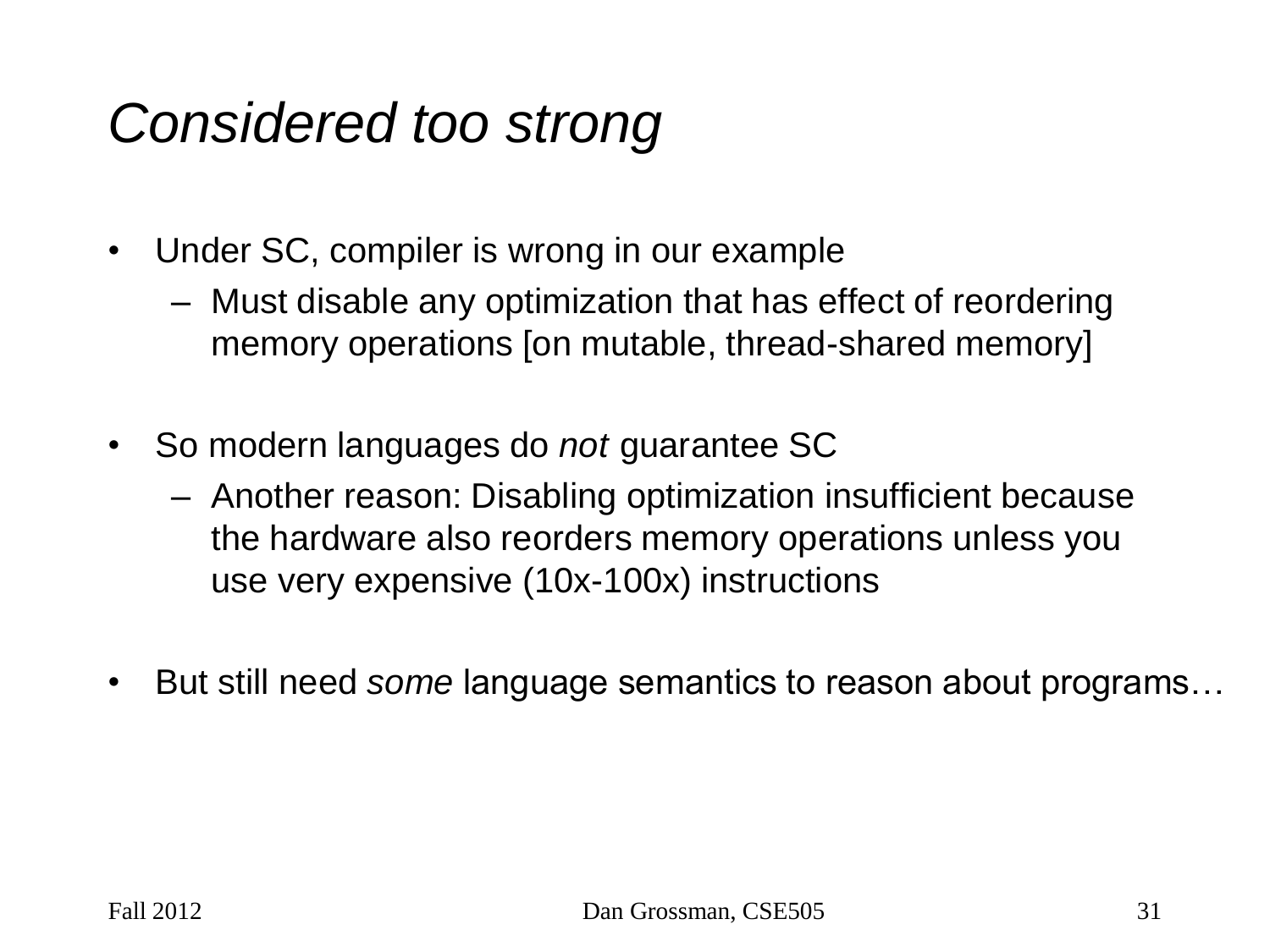# *Considered too strong*

- Under SC, compiler is wrong in our example
  - Must disable any optimization that has effect of reordering memory operations [on mutable, thread-shared memory]

- So modern languages do *not* guarantee SC
  - Another reason: Disabling optimization insufficient because the hardware also reorders memory operations unless you use very expensive (10x-100x) instructions

- But still need *some* language semantics to reason about programs…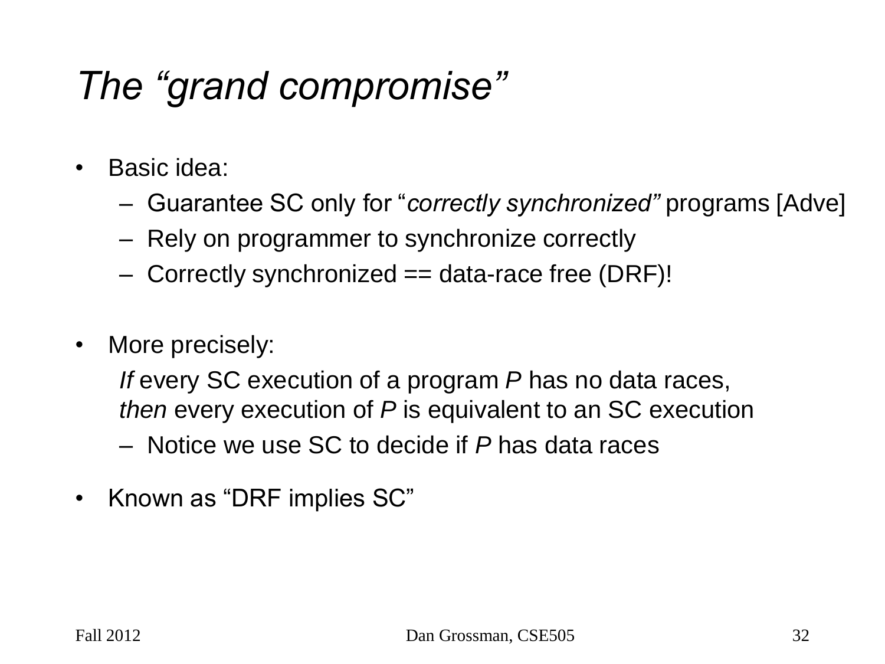# *The "grand compromise"*

- Basic idea:
  - Guarantee SC only for "*correctly synchronized"* programs [Adve]
  - Rely on programmer to synchronize correctly
  - Correctly synchronized == data-race free (DRF)!

- More precisely:

  *If* every SC execution of a program *P* has no data races,
  *then* every execution of *P* is equivalent to an SC execution

  - Notice we use SC to decide if *P* has data races

- Known as "DRF implies SC"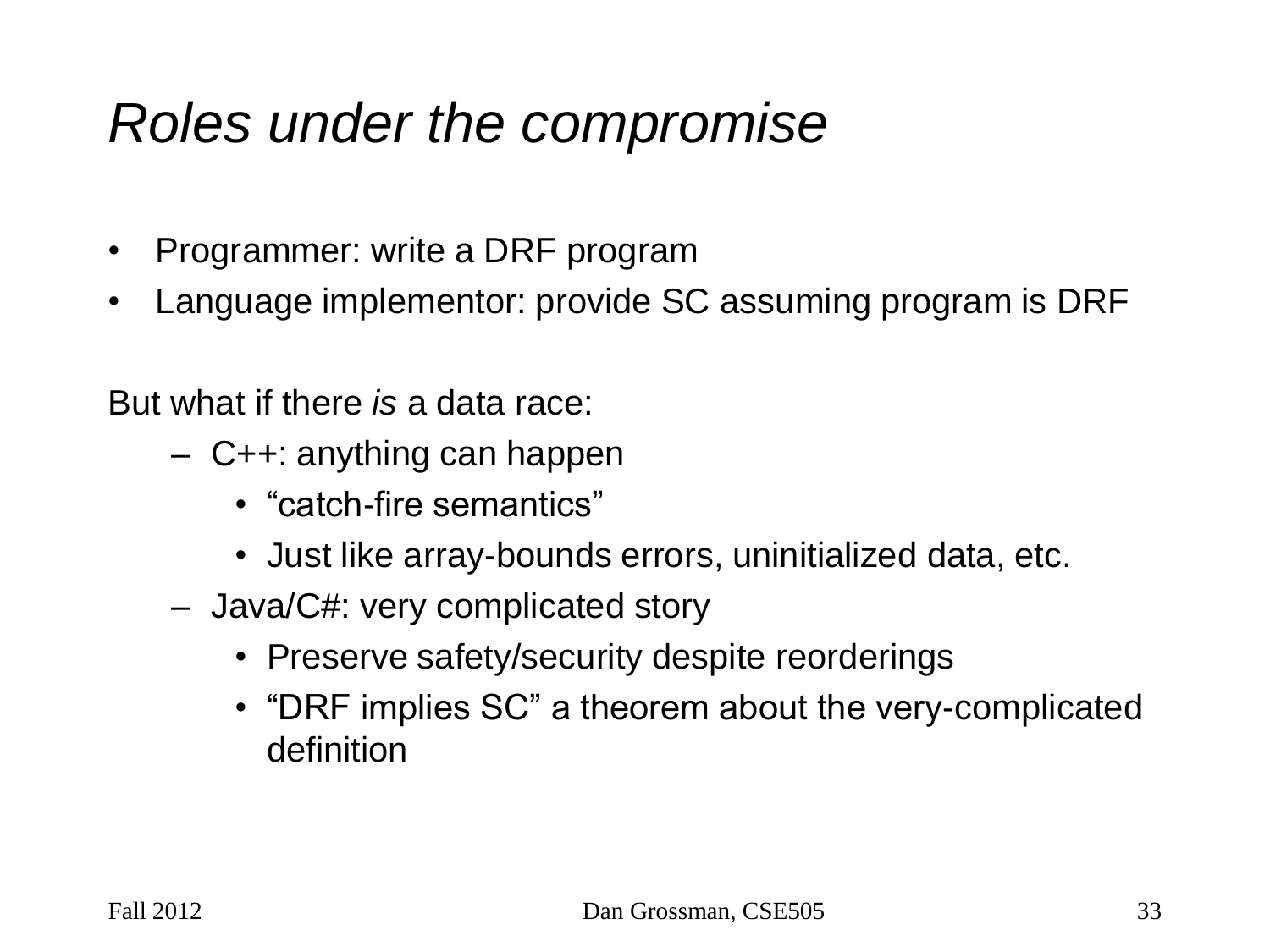# *Roles under the compromise*

- Programmer: write a DRF program
- Language implementor: provide SC assuming program is DRF

But what if there *is* a data race:

- C++: anything can happen
  - "catch-fire semantics"
  - Just like array-bounds errors, uninitialized data, etc.
- Java/C#: very complicated story
  - Preserve safety/security despite reorderings
  - "DRF implies SC" a theorem about the very-complicated definition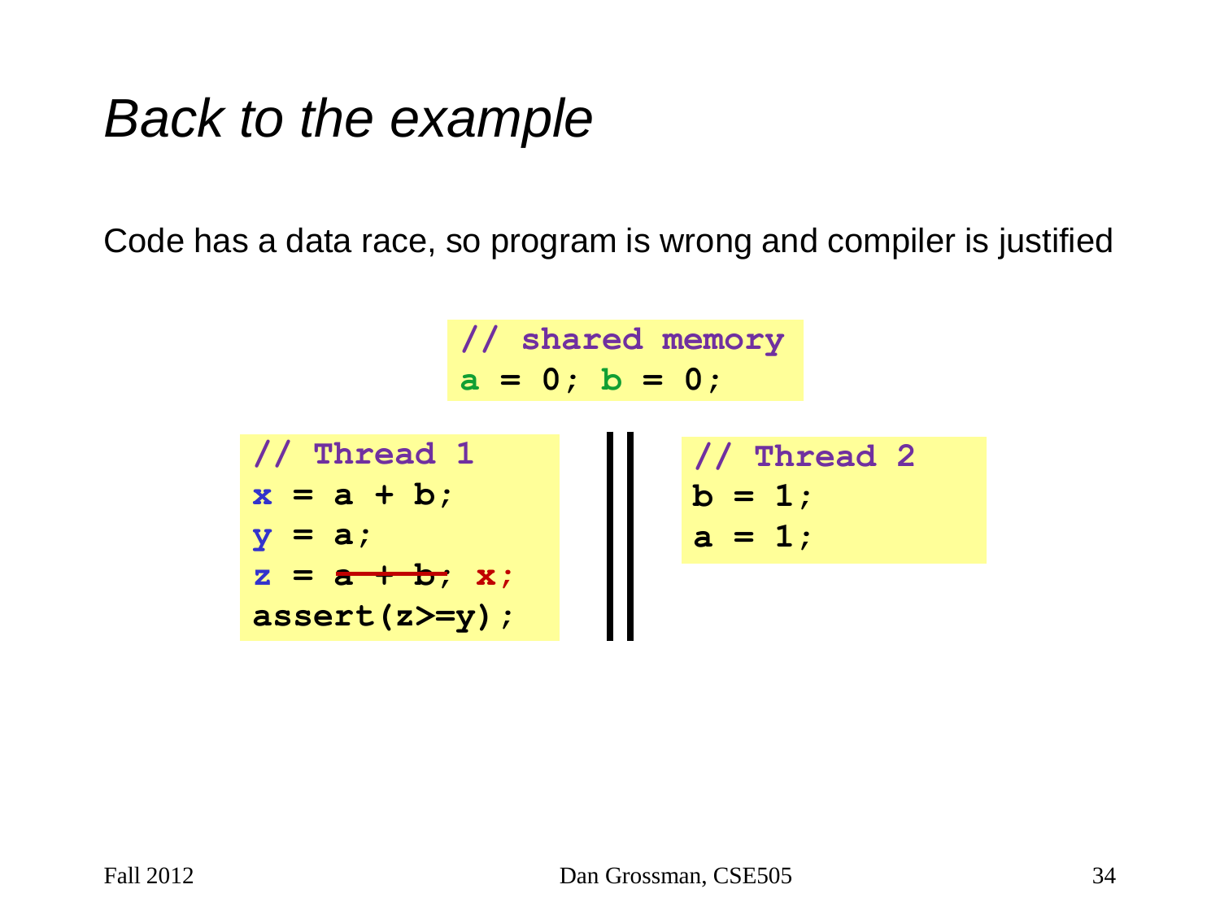# *Back to the example*

Code has a data race, so program is wrong and compiler is justified

```
// shared memory
a = 0; b = 0;
```

```
// Thread 1
x = a + b;
y = a;
z = a + b; x;
assert(z>=y);
```

```
// Thread 2
b = 1;
a = 1;
```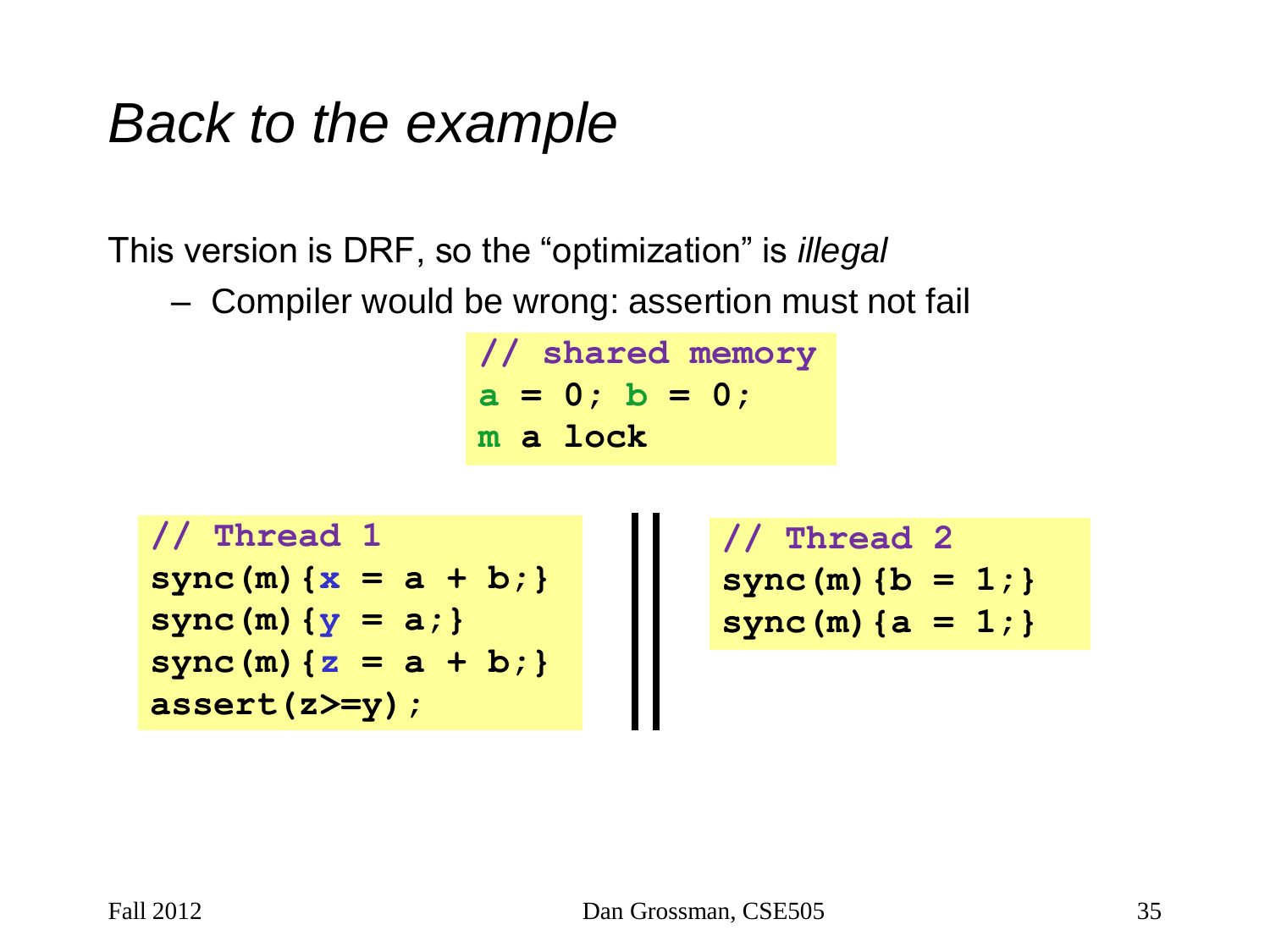# *Back to the example*

This version is DRF, so the "optimization" is *illegal*

- Compiler would be wrong: assertion must not fail

```
// shared memory
a = 0; b = 0;
m a lock
```

```
// Thread 1
sync(m){x = a + b;}
sync(m){y = a;}
sync(m){z = a + b;}
assert(z>=y);
```

```
// Thread 2
sync(m){b = 1;}
sync(m){a = 1;}
```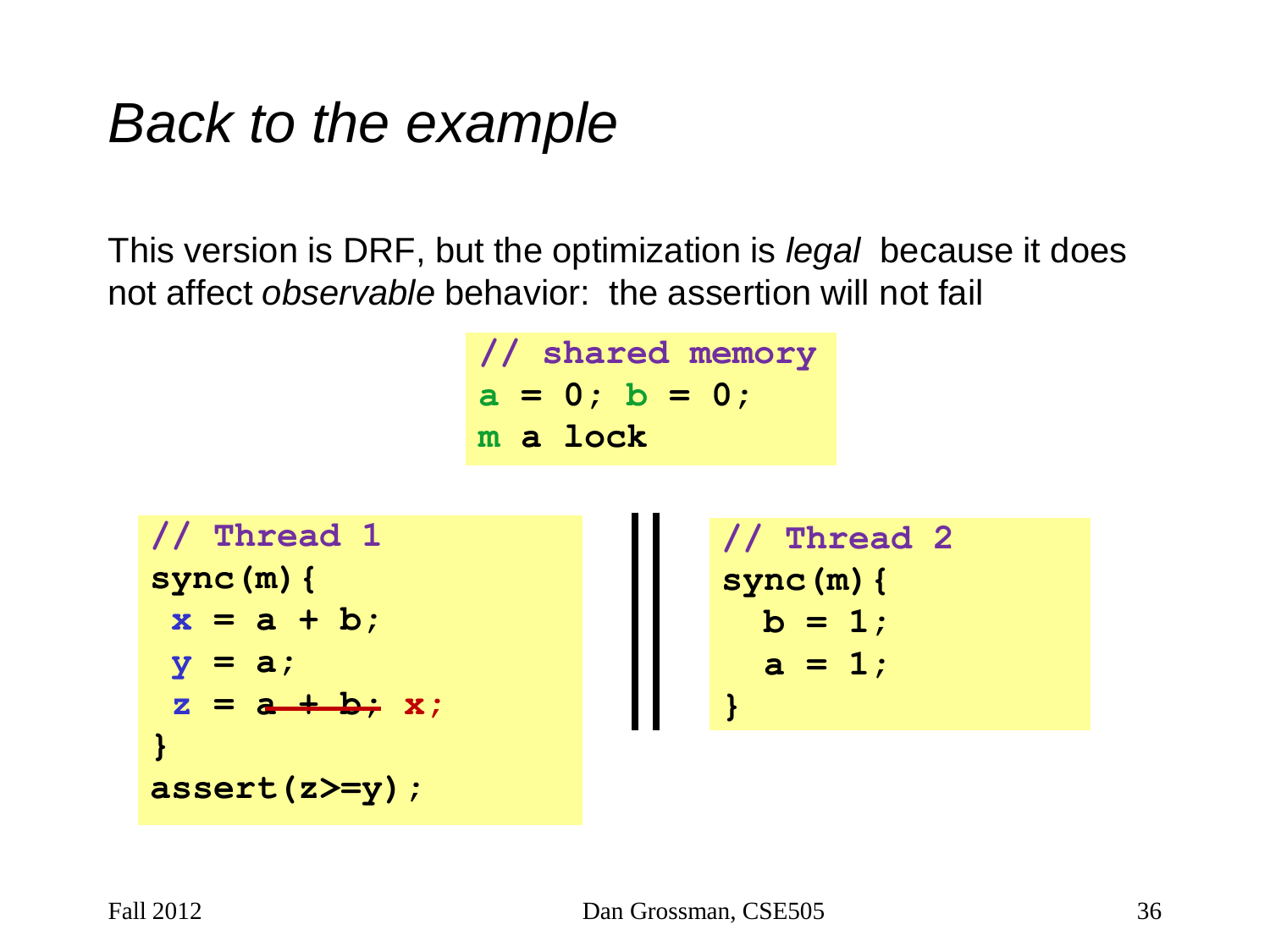# *Back to the example*

This version is DRF, but the optimization is *legal* because it does not affect *observable* behavior: the assertion will not fail

```
// shared memory
a = 0; b = 0;
m a lock
```

```
// Thread 1
sync(m){
 x = a + b;
 y = a;
 z = a + b; x;
}
assert(z>=y);
```

(In Thread 1, `a + b;` on the `z` line is struck through and replaced with `x;`.)

```
// Thread 2
sync(m){
  b = 1;
  a = 1;
}
```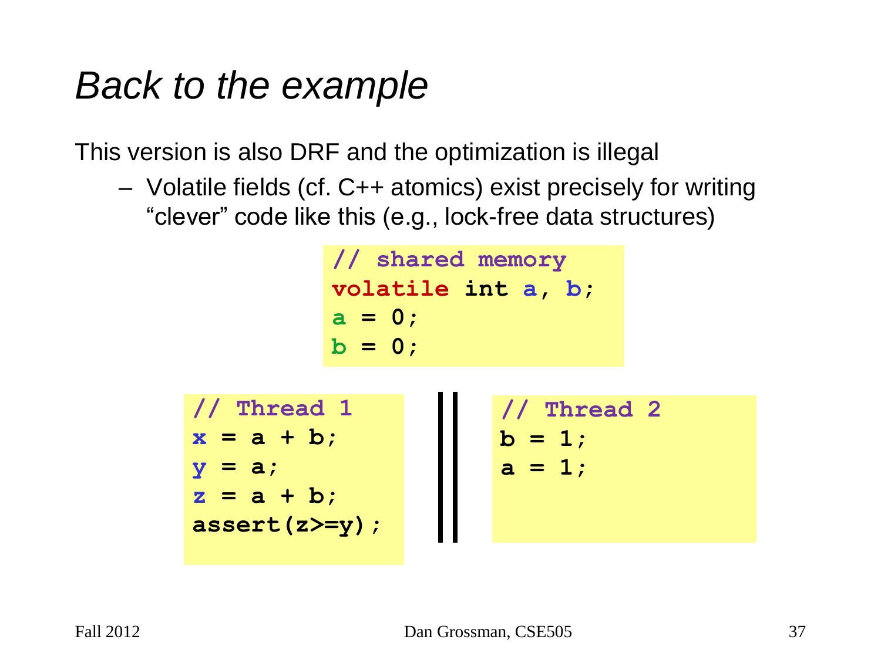# *Back to the example*

This version is also DRF and the optimization is illegal

- Volatile fields (cf. C++ atomics) exist precisely for writing "clever" code like this (e.g., lock-free data structures)

```
// shared memory
volatile int a, b;
a = 0;
b = 0;
```

```
// Thread 1
x = a + b;
y = a;
z = a + b;
assert(z>=y);
```

```
// Thread 2
b = 1;
a = 1;
```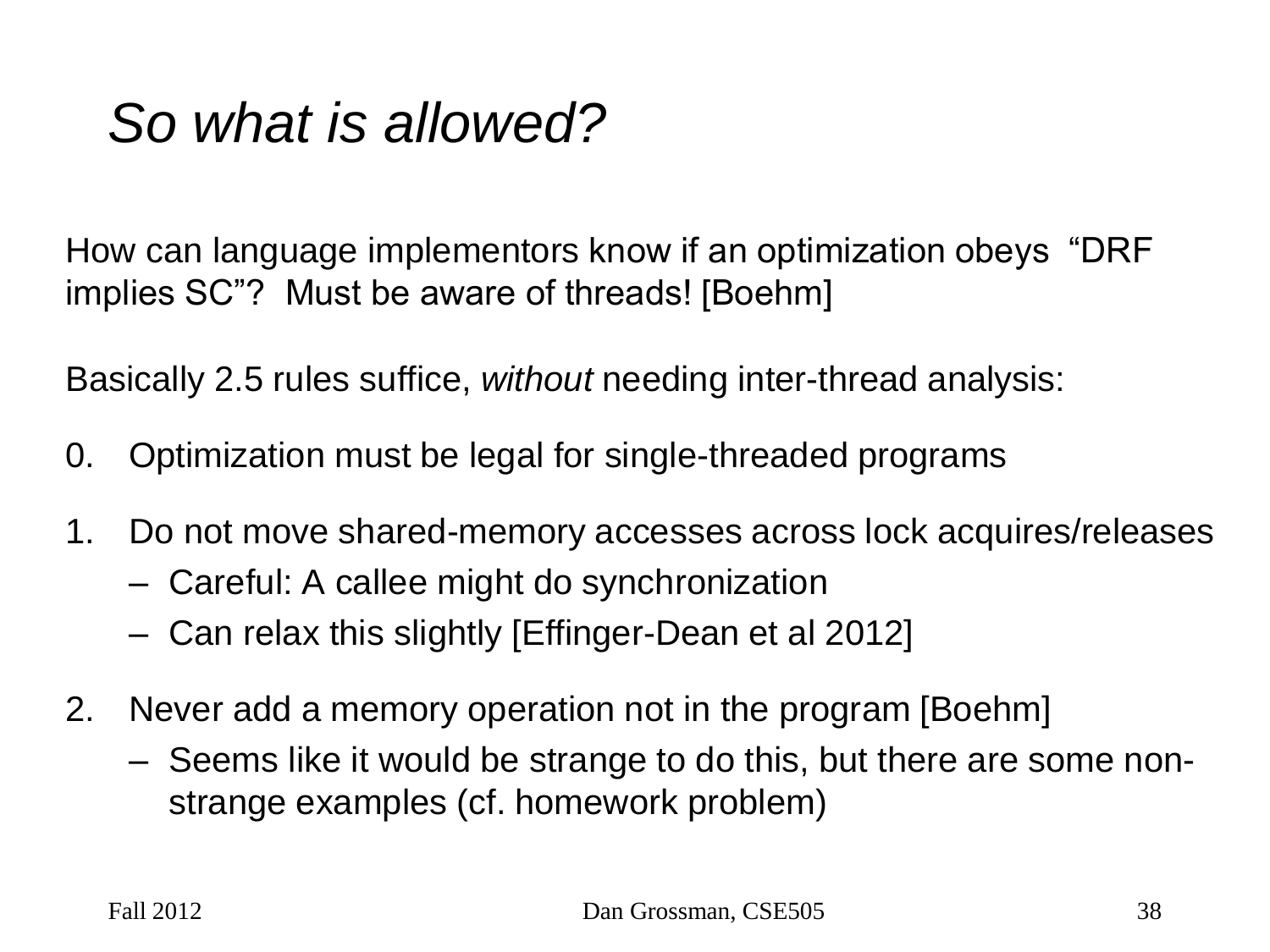# *So what is allowed?*

How can language implementors know if an optimization obeys "DRF implies SC"? Must be aware of threads! [Boehm]

Basically 2.5 rules suffice, *without* needing inter-thread analysis:

0. Optimization must be legal for single-threaded programs

1. Do not move shared-memory accesses across lock acquires/releases
   - Careful: A callee might do synchronization
   - Can relax this slightly [Effinger-Dean et al 2012]

2. Never add a memory operation not in the program [Boehm]
   - Seems like it would be strange to do this, but there are some non-strange examples (cf. homework problem)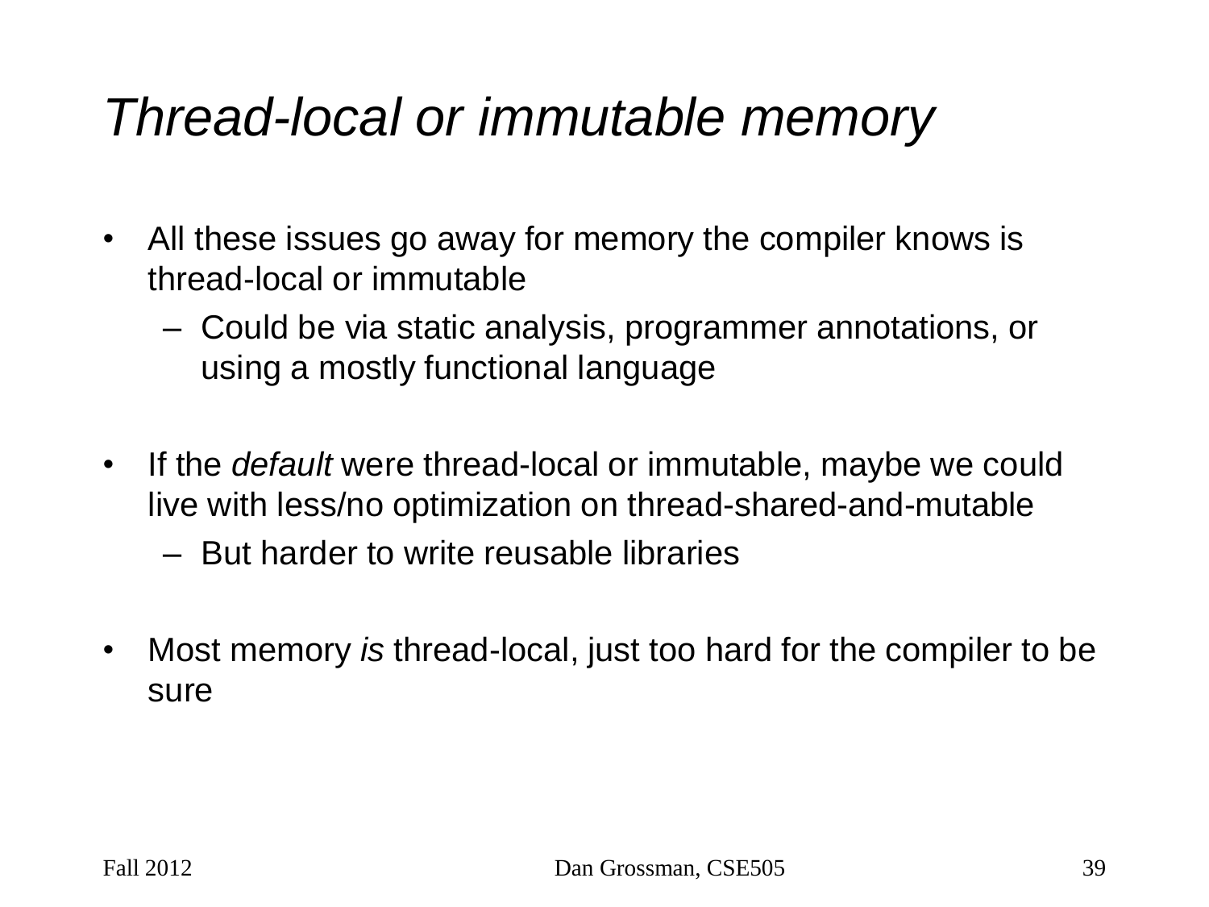# *Thread-local or immutable memory*

- All these issues go away for memory the compiler knows is thread-local or immutable
  - Could be via static analysis, programmer annotations, or using a mostly functional language
- If the *default* were thread-local or immutable, maybe we could live with less/no optimization on thread-shared-and-mutable
  - But harder to write reusable libraries
- Most memory *is* thread-local, just too hard for the compiler to be sure